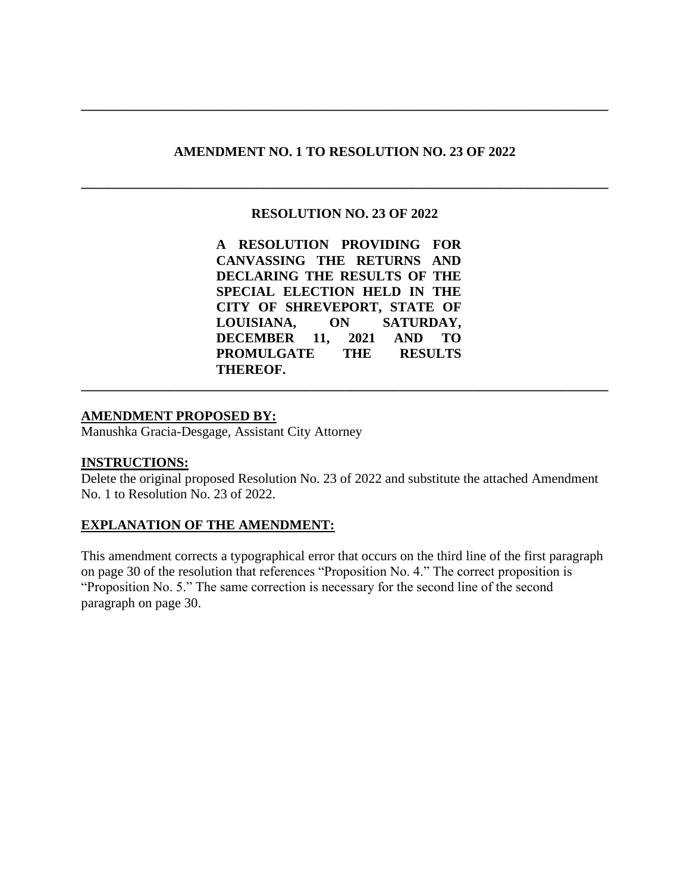---

**AMENDMENT NO. 1 TO RESOLUTION NO. 23 OF 2022**

---

**RESOLUTION NO. 23 OF 2022**

**A RESOLUTION PROVIDING FOR CANVASSING THE RETURNS AND DECLARING THE RESULTS OF THE SPECIAL ELECTION HELD IN THE CITY OF SHREVEPORT, STATE OF LOUISIANA, ON SATURDAY, DECEMBER 11, 2021 AND TO PROMULGATE THE RESULTS THEREOF.**

---

**AMENDMENT PROPOSED BY:**

Manushka Gracia-Desgage, Assistant City Attorney

**INSTRUCTIONS:**

Delete the original proposed Resolution No. 23 of 2022 and substitute the attached Amendment No. 1 to Resolution No. 23 of 2022.

**EXPLANATION OF THE AMENDMENT:**

This amendment corrects a typographical error that occurs on the third line of the first paragraph on page 30 of the resolution that references "Proposition No. 4." The correct proposition is "Proposition No. 5." The same correction is necessary for the second line of the second paragraph on page 30.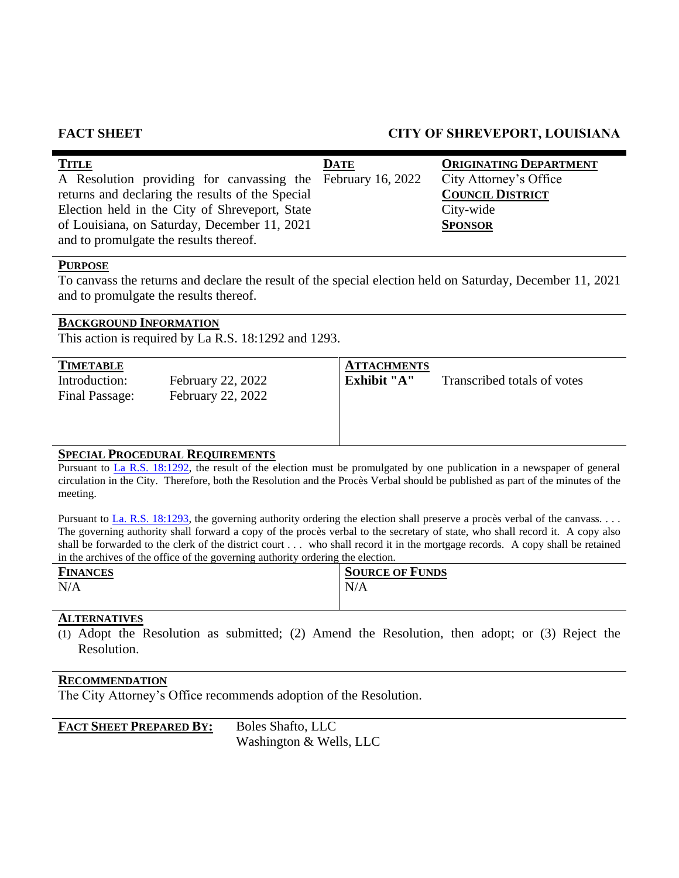**FACT SHEET** **CITY OF SHREVEPORT, LOUISIANA**

| **TITLE** | **DATE** | **ORIGINATING DEPARTMENT** |
|---|---|---|
| A Resolution providing for canvassing the returns and declaring the results of the Special Election held in the City of Shreveport, State of Louisiana, on Saturday, December 11, 2021 and to promulgate the results thereof. | February 16, 2022 | City Attorney's Office<br>**COUNCIL DISTRICT**<br>City-wide<br>**SPONSOR** |

**PURPOSE**

To canvass the returns and declare the result of the special election held on Saturday, December 11, 2021 and to promulgate the results thereof.

**BACKGROUND INFORMATION**

This action is required by La R.S. 18:1292 and 1293.

| **TIMETABLE** | | **ATTACHMENTS** | |
|---|---|---|---|
| Introduction: | February 22, 2022 | **Exhibit "A"** | Transcribed totals of votes |
| Final Passage: | February 22, 2022 | | |

**SPECIAL PROCEDURAL REQUIREMENTS**

Pursuant to La R.S. 18:1292, the result of the election must be promulgated by one publication in a newspaper of general circulation in the City. Therefore, both the Resolution and the Procès Verbal should be published as part of the minutes of the meeting.

Pursuant to La. R.S. 18:1293, the governing authority ordering the election shall preserve a procès verbal of the canvass. . . . The governing authority shall forward a copy of the procès verbal to the secretary of state, who shall record it. A copy also shall be forwarded to the clerk of the district court . . . who shall record it in the mortgage records. A copy shall be retained in the archives of the office of the governing authority ordering the election.

| **FINANCES** | **SOURCE OF FUNDS** |
|---|---|
| N/A | N/A |

**ALTERNATIVES**

(1) Adopt the Resolution as submitted; (2) Amend the Resolution, then adopt; or (3) Reject the Resolution.

**RECOMMENDATION**

The City Attorney's Office recommends adoption of the Resolution.

**FACT SHEET PREPARED BY:** Boles Shafto, LLC
Washington & Wells, LLC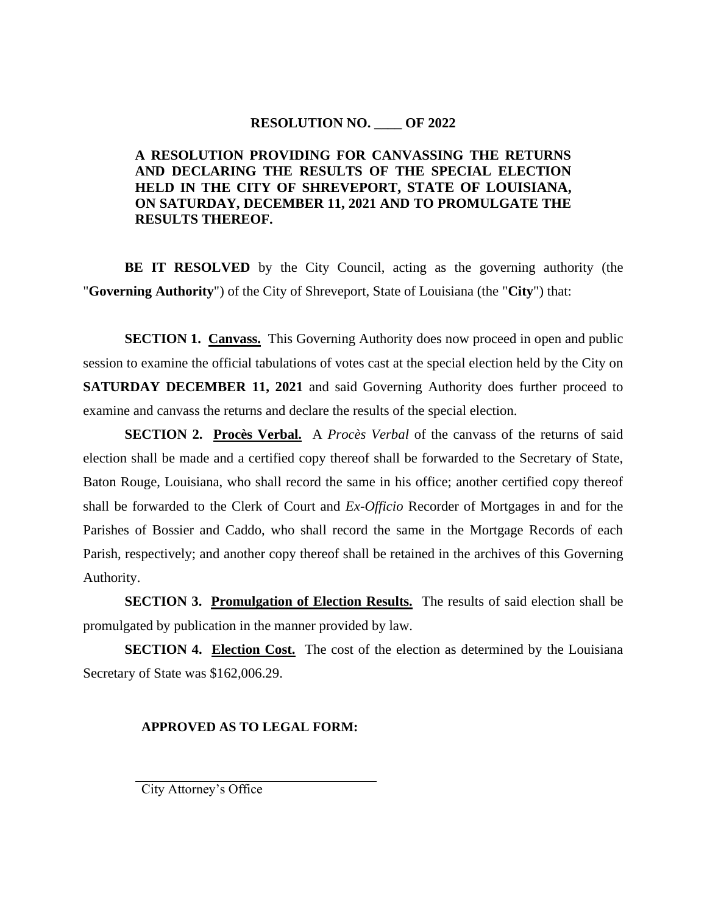**RESOLUTION NO. \_\_\_\_ OF 2022**

**A RESOLUTION PROVIDING FOR CANVASSING THE RETURNS AND DECLARING THE RESULTS OF THE SPECIAL ELECTION HELD IN THE CITY OF SHREVEPORT, STATE OF LOUISIANA, ON SATURDAY, DECEMBER 11, 2021 AND TO PROMULGATE THE RESULTS THEREOF.**

**BE IT RESOLVED** by the City Council, acting as the governing authority (the "**Governing Authority**") of the City of Shreveport, State of Louisiana (the "**City**") that:

**SECTION 1. Canvass.** This Governing Authority does now proceed in open and public session to examine the official tabulations of votes cast at the special election held by the City on **SATURDAY DECEMBER 11, 2021** and said Governing Authority does further proceed to examine and canvass the returns and declare the results of the special election.

**SECTION 2. Procès Verbal.** A *Procès Verbal* of the canvass of the returns of said election shall be made and a certified copy thereof shall be forwarded to the Secretary of State, Baton Rouge, Louisiana, who shall record the same in his office; another certified copy thereof shall be forwarded to the Clerk of Court and *Ex-Officio* Recorder of Mortgages in and for the Parishes of Bossier and Caddo, who shall record the same in the Mortgage Records of each Parish, respectively; and another copy thereof shall be retained in the archives of this Governing Authority.

**SECTION 3. Promulgation of Election Results.** The results of said election shall be promulgated by publication in the manner provided by law.

**SECTION 4. Election Cost.** The cost of the election as determined by the Louisiana Secretary of State was $162,006.29.

**APPROVED AS TO LEGAL FORM:**

\_\_\_\_\_\_\_\_\_\_\_\_\_\_\_\_\_\_\_\_\_\_\_\_\_\_\_\_\_\_\_\_\_\_\_\_

City Attorney's Office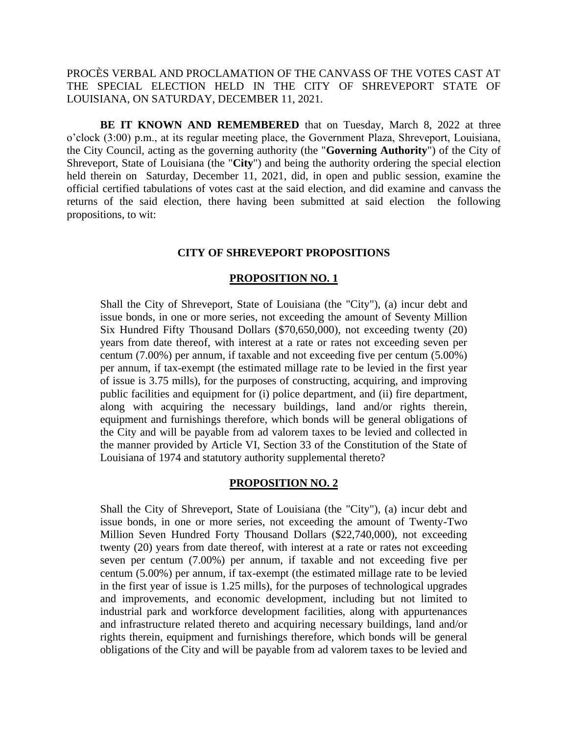PROCÈS VERBAL AND PROCLAMATION OF THE CANVASS OF THE VOTES CAST AT THE SPECIAL ELECTION HELD IN THE CITY OF SHREVEPORT STATE OF LOUISIANA, ON SATURDAY, DECEMBER 11, 2021.

**BE IT KNOWN AND REMEMBERED** that on Tuesday, March 8, 2022 at three o'clock (3:00) p.m., at its regular meeting place, the Government Plaza, Shreveport, Louisiana, the City Council, acting as the governing authority (the "**Governing Authority**") of the City of Shreveport, State of Louisiana (the "**City**") and being the authority ordering the special election held therein on Saturday, December 11, 2021, did, in open and public session, examine the official certified tabulations of votes cast at the said election, and did examine and canvass the returns of the said election, there having been submitted at said election the following propositions, to wit:

**CITY OF SHREVEPORT PROPOSITIONS**

**PROPOSITION NO. 1**

Shall the City of Shreveport, State of Louisiana (the "City"), (a) incur debt and issue bonds, in one or more series, not exceeding the amount of Seventy Million Six Hundred Fifty Thousand Dollars ($70,650,000), not exceeding twenty (20) years from date thereof, with interest at a rate or rates not exceeding seven per centum (7.00%) per annum, if taxable and not exceeding five per centum (5.00%) per annum, if tax-exempt (the estimated millage rate to be levied in the first year of issue is 3.75 mills), for the purposes of constructing, acquiring, and improving public facilities and equipment for (i) police department, and (ii) fire department, along with acquiring the necessary buildings, land and/or rights therein, equipment and furnishings therefore, which bonds will be general obligations of the City and will be payable from ad valorem taxes to be levied and collected in the manner provided by Article VI, Section 33 of the Constitution of the State of Louisiana of 1974 and statutory authority supplemental thereto?

**PROPOSITION NO. 2**

Shall the City of Shreveport, State of Louisiana (the "City"), (a) incur debt and issue bonds, in one or more series, not exceeding the amount of Twenty-Two Million Seven Hundred Forty Thousand Dollars ($22,740,000), not exceeding twenty (20) years from date thereof, with interest at a rate or rates not exceeding seven per centum (7.00%) per annum, if taxable and not exceeding five per centum (5.00%) per annum, if tax-exempt (the estimated millage rate to be levied in the first year of issue is 1.25 mills), for the purposes of technological upgrades and improvements, and economic development, including but not limited to industrial park and workforce development facilities, along with appurtenances and infrastructure related thereto and acquiring necessary buildings, land and/or rights therein, equipment and furnishings therefore, which bonds will be general obligations of the City and will be payable from ad valorem taxes to be levied and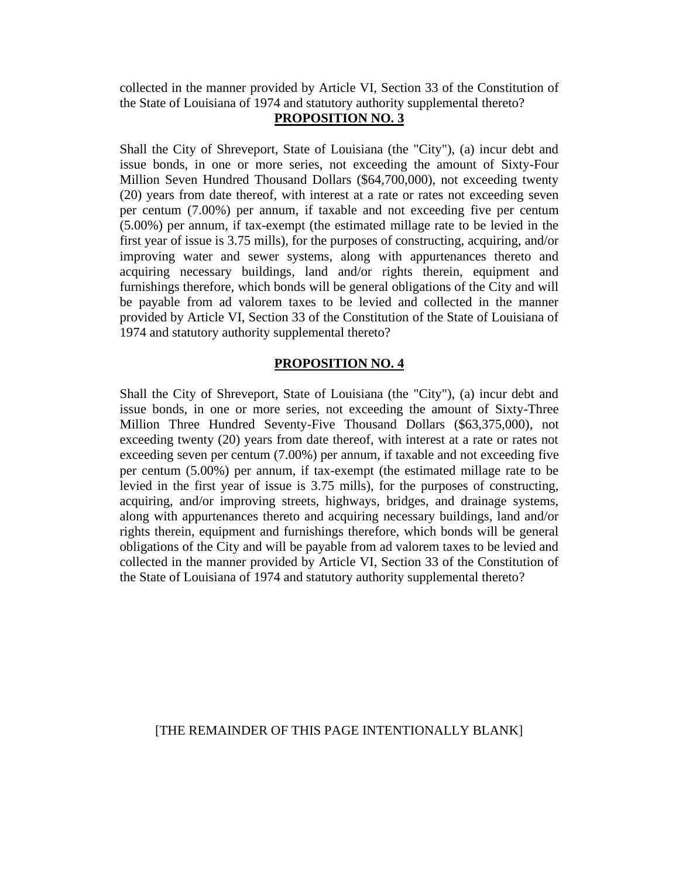collected in the manner provided by Article VI, Section 33 of the Constitution of the State of Louisiana of 1974 and statutory authority supplemental thereto?

**PROPOSITION NO. 3**

Shall the City of Shreveport, State of Louisiana (the "City"), (a) incur debt and issue bonds, in one or more series, not exceeding the amount of Sixty-Four Million Seven Hundred Thousand Dollars ($64,700,000), not exceeding twenty (20) years from date thereof, with interest at a rate or rates not exceeding seven per centum (7.00%) per annum, if taxable and not exceeding five per centum (5.00%) per annum, if tax-exempt (the estimated millage rate to be levied in the first year of issue is 3.75 mills), for the purposes of constructing, acquiring, and/or improving water and sewer systems, along with appurtenances thereto and acquiring necessary buildings, land and/or rights therein, equipment and furnishings therefore, which bonds will be general obligations of the City and will be payable from ad valorem taxes to be levied and collected in the manner provided by Article VI, Section 33 of the Constitution of the State of Louisiana of 1974 and statutory authority supplemental thereto?

**PROPOSITION NO. 4**

Shall the City of Shreveport, State of Louisiana (the "City"), (a) incur debt and issue bonds, in one or more series, not exceeding the amount of Sixty-Three Million Three Hundred Seventy-Five Thousand Dollars ($63,375,000), not exceeding twenty (20) years from date thereof, with interest at a rate or rates not exceeding seven per centum (7.00%) per annum, if taxable and not exceeding five per centum (5.00%) per annum, if tax-exempt (the estimated millage rate to be levied in the first year of issue is 3.75 mills), for the purposes of constructing, acquiring, and/or improving streets, highways, bridges, and drainage systems, along with appurtenances thereto and acquiring necessary buildings, land and/or rights therein, equipment and furnishings therefore, which bonds will be general obligations of the City and will be payable from ad valorem taxes to be levied and collected in the manner provided by Article VI, Section 33 of the Constitution of the State of Louisiana of 1974 and statutory authority supplemental thereto?

[THE REMAINDER OF THIS PAGE INTENTIONALLY BLANK]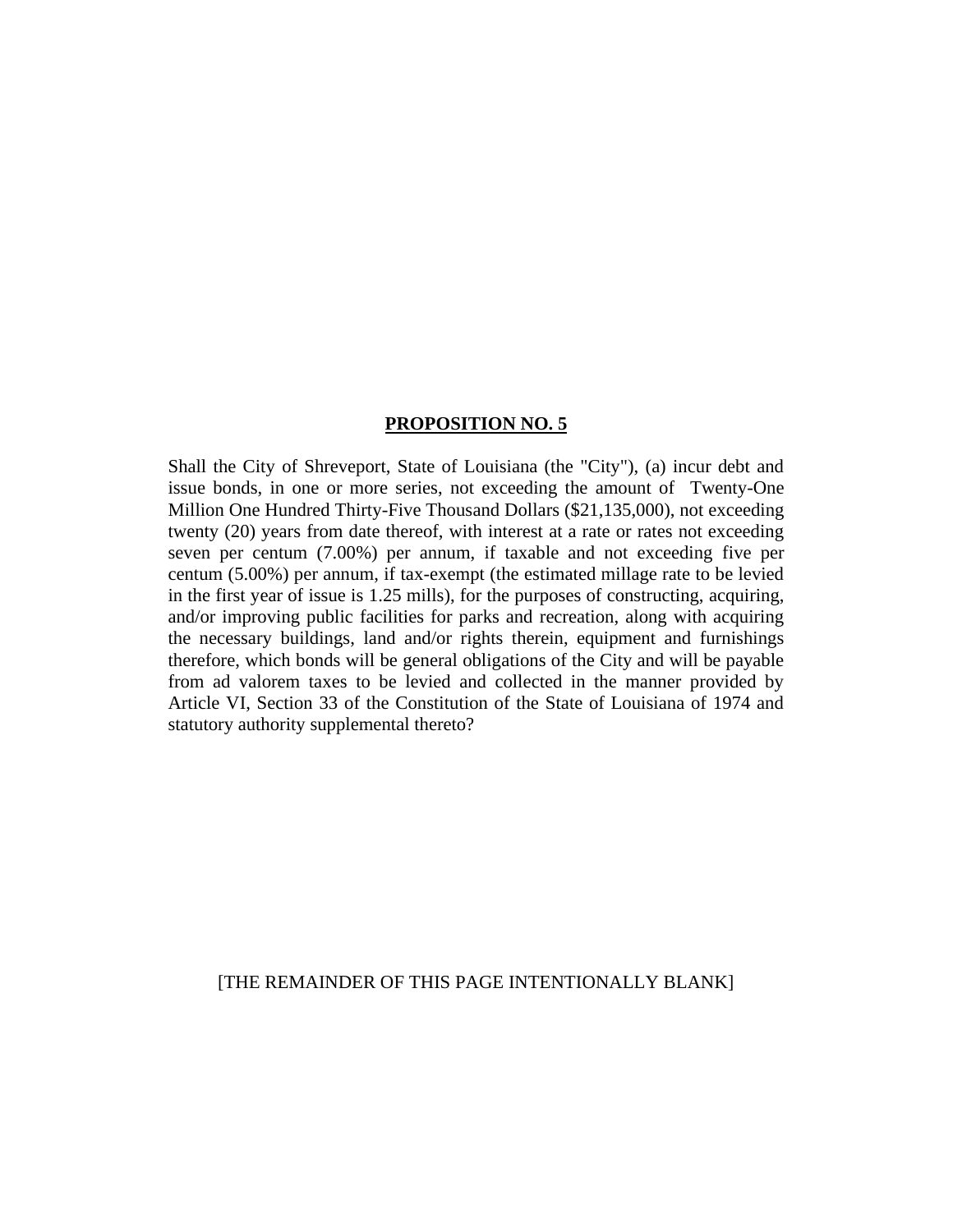**PROPOSITION NO. 5**

Shall the City of Shreveport, State of Louisiana (the "City"), (a) incur debt and issue bonds, in one or more series, not exceeding the amount of Twenty-One Million One Hundred Thirty-Five Thousand Dollars ($21,135,000), not exceeding twenty (20) years from date thereof, with interest at a rate or rates not exceeding seven per centum (7.00%) per annum, if taxable and not exceeding five per centum (5.00%) per annum, if tax-exempt (the estimated millage rate to be levied in the first year of issue is 1.25 mills), for the purposes of constructing, acquiring, and/or improving public facilities for parks and recreation, along with acquiring the necessary buildings, land and/or rights therein, equipment and furnishings therefore, which bonds will be general obligations of the City and will be payable from ad valorem taxes to be levied and collected in the manner provided by Article VI, Section 33 of the Constitution of the State of Louisiana of 1974 and statutory authority supplemental thereto?

[THE REMAINDER OF THIS PAGE INTENTIONALLY BLANK]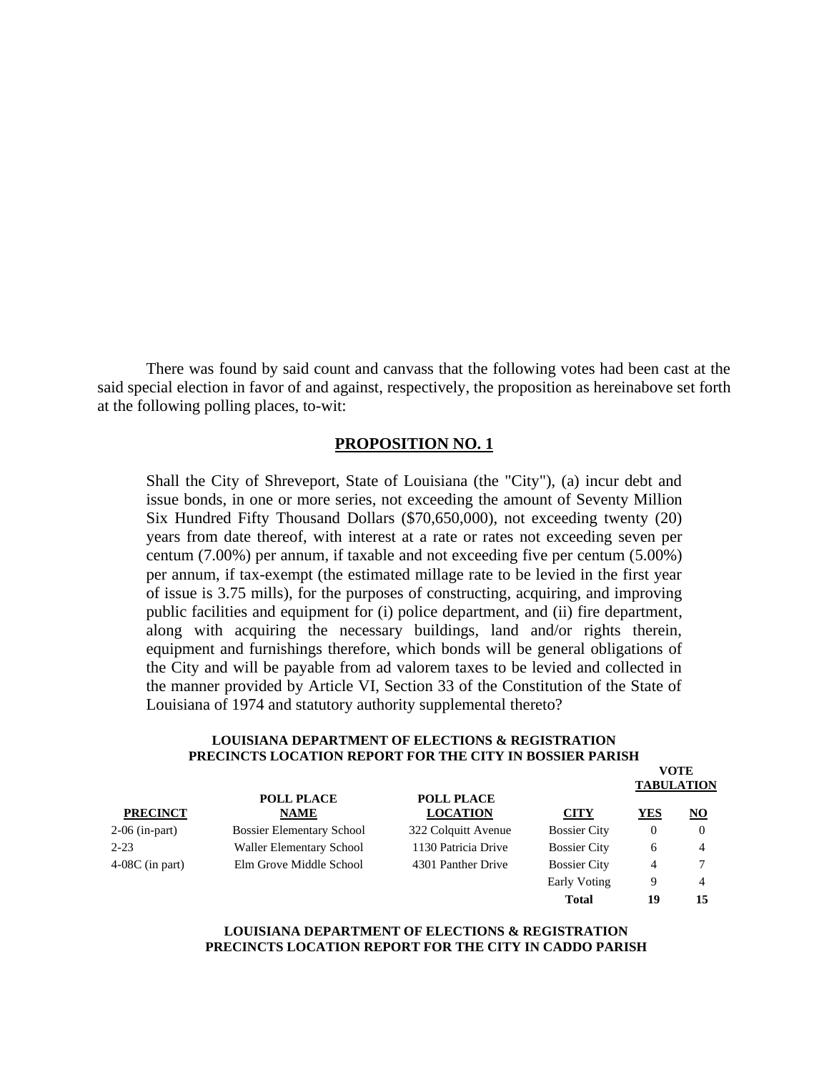There was found by said count and canvass that the following votes had been cast at the said special election in favor of and against, respectively, the proposition as hereinabove set forth at the following polling places, to-wit:

## PROPOSITION NO. 1

> Shall the City of Shreveport, State of Louisiana (the "City"), (a) incur debt and issue bonds, in one or more series, not exceeding the amount of Seventy Million Six Hundred Fifty Thousand Dollars ($70,650,000), not exceeding twenty (20) years from date thereof, with interest at a rate or rates not exceeding seven per centum (7.00%) per annum, if taxable and not exceeding five per centum (5.00%) per annum, if tax-exempt (the estimated millage rate to be levied in the first year of issue is 3.75 mills), for the purposes of constructing, acquiring, and improving public facilities and equipment for (i) police department, and (ii) fire department, along with acquiring the necessary buildings, land and/or rights therein, equipment and furnishings therefore, which bonds will be general obligations of the City and will be payable from ad valorem taxes to be levied and collected in the manner provided by Article VI, Section 33 of the Constitution of the State of Louisiana of 1974 and statutory authority supplemental thereto?

**LOUISIANA DEPARTMENT OF ELECTIONS & REGISTRATION**
**PRECINCTS LOCATION REPORT FOR THE CITY IN BOSSIER PARISH**

| | | | | VOTE TABULATION | |
|---|---|---|---|---|---|
| **PRECINCT** | **POLL PLACE NAME** | **POLL PLACE LOCATION** | **CITY** | **YES** | **NO** |
| 2-06 (in-part) | Bossier Elementary School | 322 Colquitt Avenue | Bossier City | 0 | 0 |
| 2-23 | Waller Elementary School | 1130 Patricia Drive | Bossier City | 6 | 4 |
| 4-08C (in part) | Elm Grove Middle School | 4301 Panther Drive | Bossier City | 4 | 7 |
| | | | Early Voting | 9 | 4 |
| | | | **Total** | **19** | **15** |

**LOUISIANA DEPARTMENT OF ELECTIONS & REGISTRATION**
**PRECINCTS LOCATION REPORT FOR THE CITY IN CADDO PARISH**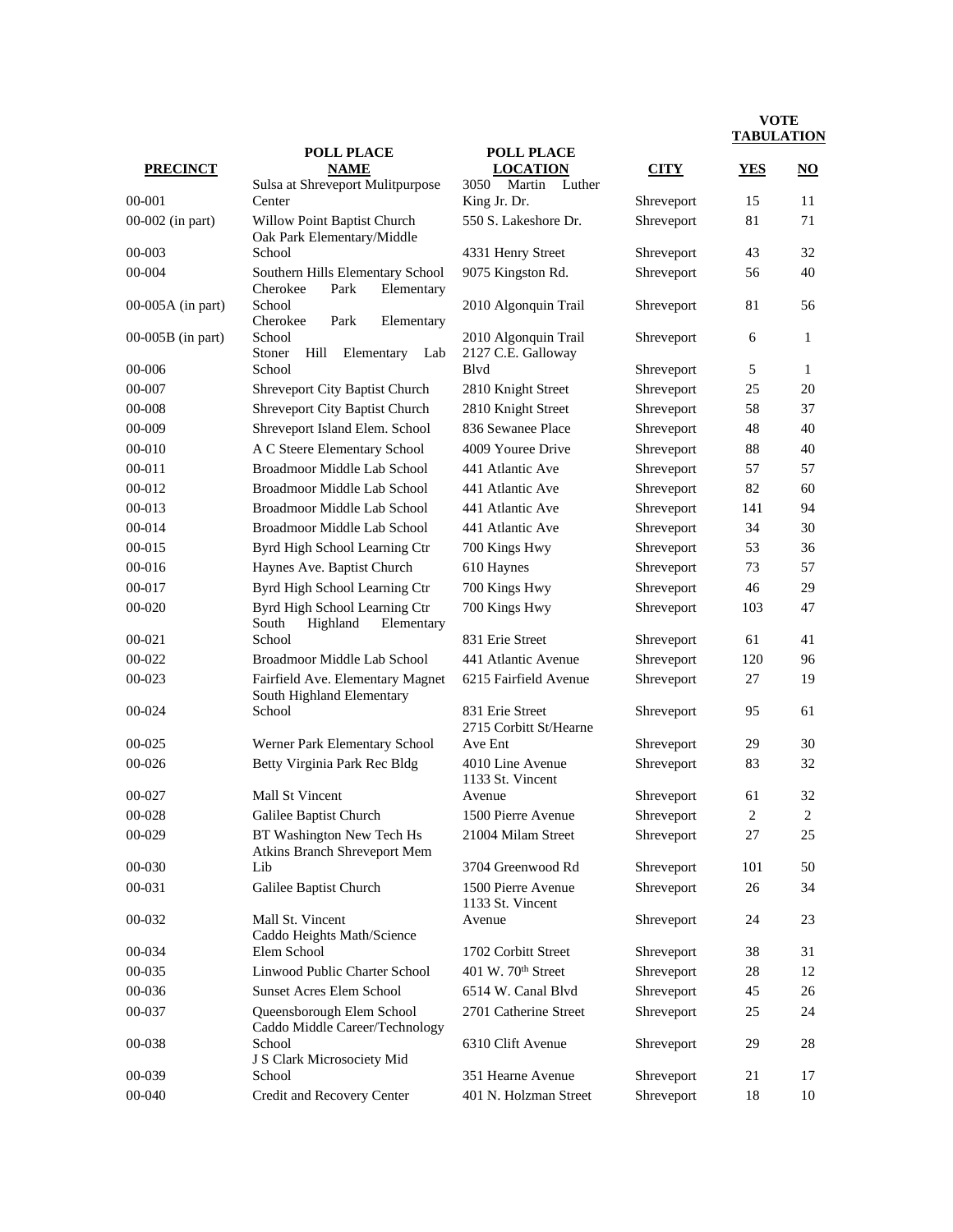| PRECINCT | POLL PLACE NAME | POLL PLACE LOCATION | CITY | VOTE TABULATION | |
|---|---|---|---|---|---|
| | | | | YES | NO |
| 00-001 | Sulsa at Shreveport Mulitpurpose Center | 3050 Martin Luther King Jr. Dr. | Shreveport | 15 | 11 |
| 00-002 (in part) | Willow Point Baptist Church | 550 S. Lakeshore Dr. | Shreveport | 81 | 71 |
| 00-003 | Oak Park Elementary/Middle School | 4331 Henry Street | Shreveport | 43 | 32 |
| 00-004 | Southern Hills Elementary School | 9075 Kingston Rd. | Shreveport | 56 | 40 |
| 00-005A (in part) | Cherokee Park Elementary School | 2010 Algonquin Trail | Shreveport | 81 | 56 |
| 00-005B (in part) | Cherokee Park Elementary School | 2010 Algonquin Trail | Shreveport | 6 | 1 |
| 00-006 | Stoner Hill Elementary Lab School | 2127 C.E. Galloway Blvd | Shreveport | 5 | 1 |
| 00-007 | Shreveport City Baptist Church | 2810 Knight Street | Shreveport | 25 | 20 |
| 00-008 | Shreveport City Baptist Church | 2810 Knight Street | Shreveport | 58 | 37 |
| 00-009 | Shreveport Island Elem. School | 836 Sewanee Place | Shreveport | 48 | 40 |
| 00-010 | A C Steere Elementary School | 4009 Youree Drive | Shreveport | 88 | 40 |
| 00-011 | Broadmoor Middle Lab School | 441 Atlantic Ave | Shreveport | 57 | 57 |
| 00-012 | Broadmoor Middle Lab School | 441 Atlantic Ave | Shreveport | 82 | 60 |
| 00-013 | Broadmoor Middle Lab School | 441 Atlantic Ave | Shreveport | 141 | 94 |
| 00-014 | Broadmoor Middle Lab School | 441 Atlantic Ave | Shreveport | 34 | 30 |
| 00-015 | Byrd High School Learning Ctr | 700 Kings Hwy | Shreveport | 53 | 36 |
| 00-016 | Haynes Ave. Baptist Church | 610 Haynes | Shreveport | 73 | 57 |
| 00-017 | Byrd High School Learning Ctr | 700 Kings Hwy | Shreveport | 46 | 29 |
| 00-020 | Byrd High School Learning Ctr | 700 Kings Hwy | Shreveport | 103 | 47 |
| 00-021 | South Highland Elementary School | 831 Erie Street | Shreveport | 61 | 41 |
| 00-022 | Broadmoor Middle Lab School | 441 Atlantic Avenue | Shreveport | 120 | 96 |
| 00-023 | Fairfield Ave. Elementary Magnet | 6215 Fairfield Avenue | Shreveport | 27 | 19 |
| 00-024 | South Highland Elementary School | 831 Erie Street | Shreveport | 95 | 61 |
| 00-025 | Werner Park Elementary School | 2715 Corbitt St/Hearne Ave Ent | Shreveport | 29 | 30 |
| 00-026 | Betty Virginia Park Rec Bldg | 4010 Line Avenue | Shreveport | 83 | 32 |
| 00-027 | Mall St Vincent | 1133 St. Vincent Avenue | Shreveport | 61 | 32 |
| 00-028 | Galilee Baptist Church | 1500 Pierre Avenue | Shreveport | 2 | 2 |
| 00-029 | BT Washington New Tech Hs | 21004 Milam Street | Shreveport | 27 | 25 |
| 00-030 | Atkins Branch Shreveport Mem Lib | 3704 Greenwood Rd | Shreveport | 101 | 50 |
| 00-031 | Galilee Baptist Church | 1500 Pierre Avenue | Shreveport | 26 | 34 |
| 00-032 | Mall St. Vincent | 1133 St. Vincent Avenue | Shreveport | 24 | 23 |
| 00-034 | Caddo Heights Math/Science Elem School | 1702 Corbitt Street | Shreveport | 38 | 31 |
| 00-035 | Linwood Public Charter School | 401 W. 70th Street | Shreveport | 28 | 12 |
| 00-036 | Sunset Acres Elem School | 6514 W. Canal Blvd | Shreveport | 45 | 26 |
| 00-037 | Queensborough Elem School | 2701 Catherine Street | Shreveport | 25 | 24 |
| 00-038 | Caddo Middle Career/Technology School | 6310 Clift Avenue | Shreveport | 29 | 28 |
| 00-039 | J S Clark Microsociety Mid School | 351 Hearne Avenue | Shreveport | 21 | 17 |
| 00-040 | Credit and Recovery Center | 401 N. Holzman Street | Shreveport | 18 | 10 |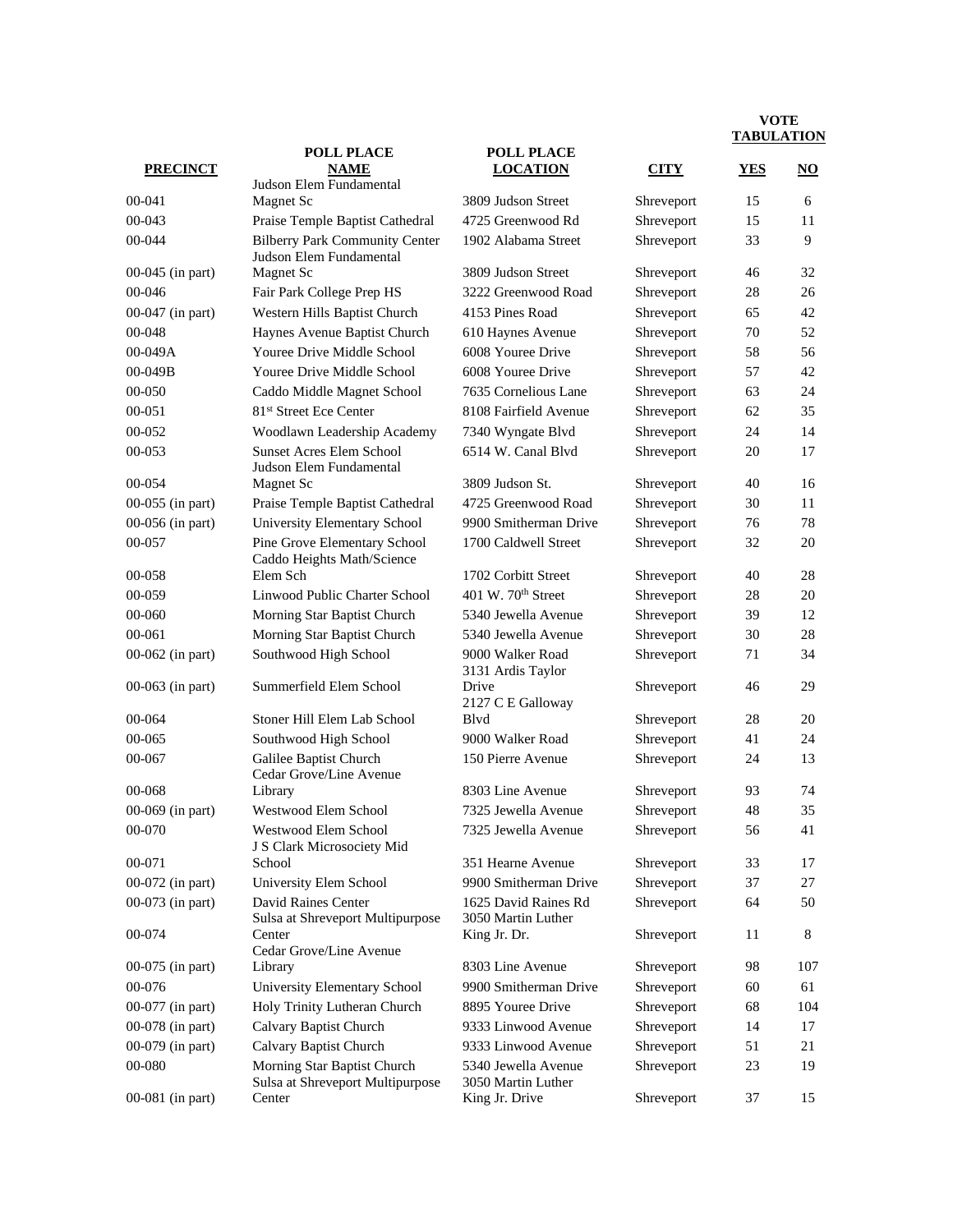| PRECINCT | POLL PLACE NAME | POLL PLACE LOCATION | CITY | VOTE TABULATION YES | NO |
|---|---|---|---|---|---|
| 00-041 | Judson Elem Fundamental Magnet Sc | 3809 Judson Street | Shreveport | 15 | 6 |
| 00-043 | Praise Temple Baptist Cathedral | 4725 Greenwood Rd | Shreveport | 15 | 11 |
| 00-044 | Bilberry Park Community Center | 1902 Alabama Street | Shreveport | 33 | 9 |
| 00-045 (in part) | Judson Elem Fundamental Magnet Sc | 3809 Judson Street | Shreveport | 46 | 32 |
| 00-046 | Fair Park College Prep HS | 3222 Greenwood Road | Shreveport | 28 | 26 |
| 00-047 (in part) | Western Hills Baptist Church | 4153 Pines Road | Shreveport | 65 | 42 |
| 00-048 | Haynes Avenue Baptist Church | 610 Haynes Avenue | Shreveport | 70 | 52 |
| 00-049A | Youree Drive Middle School | 6008 Youree Drive | Shreveport | 58 | 56 |
| 00-049B | Youree Drive Middle School | 6008 Youree Drive | Shreveport | 57 | 42 |
| 00-050 | Caddo Middle Magnet School | 7635 Cornelious Lane | Shreveport | 63 | 24 |
| 00-051 | 81st Street Ece Center | 8108 Fairfield Avenue | Shreveport | 62 | 35 |
| 00-052 | Woodlawn Leadership Academy | 7340 Wyngate Blvd | Shreveport | 24 | 14 |
| 00-053 | Sunset Acres Elem School | 6514 W. Canal Blvd | Shreveport | 20 | 17 |
| 00-054 | Judson Elem Fundamental Magnet Sc | 3809 Judson St. | Shreveport | 40 | 16 |
| 00-055 (in part) | Praise Temple Baptist Cathedral | 4725 Greenwood Road | Shreveport | 30 | 11 |
| 00-056 (in part) | University Elementary School | 9900 Smitherman Drive | Shreveport | 76 | 78 |
| 00-057 | Pine Grove Elementary School | 1700 Caldwell Street | Shreveport | 32 | 20 |
| 00-058 | Caddo Heights Math/Science Elem Sch | 1702 Corbitt Street | Shreveport | 40 | 28 |
| 00-059 | Linwood Public Charter School | 401 W. 70th Street | Shreveport | 28 | 20 |
| 00-060 | Morning Star Baptist Church | 5340 Jewella Avenue | Shreveport | 39 | 12 |
| 00-061 | Morning Star Baptist Church | 5340 Jewella Avenue | Shreveport | 30 | 28 |
| 00-062 (in part) | Southwood High School | 9000 Walker Road | Shreveport | 71 | 34 |
| 00-063 (in part) | Summerfield Elem School | 3131 Ardis Taylor Drive | Shreveport | 46 | 29 |
| 00-064 | Stoner Hill Elem Lab School | 2127 C E Galloway Blvd | Shreveport | 28 | 20 |
| 00-065 | Southwood High School | 9000 Walker Road | Shreveport | 41 | 24 |
| 00-067 | Galilee Baptist Church | 150 Pierre Avenue | Shreveport | 24 | 13 |
| 00-068 | Cedar Grove/Line Avenue Library | 8303 Line Avenue | Shreveport | 93 | 74 |
| 00-069 (in part) | Westwood Elem School | 7325 Jewella Avenue | Shreveport | 48 | 35 |
| 00-070 | Westwood Elem School | 7325 Jewella Avenue | Shreveport | 56 | 41 |
| 00-071 | J S Clark Microsociety Mid School | 351 Hearne Avenue | Shreveport | 33 | 17 |
| 00-072 (in part) | University Elem School | 9900 Smitherman Drive | Shreveport | 37 | 27 |
| 00-073 (in part) | David Raines Center | 1625 David Raines Rd | Shreveport | 64 | 50 |
| 00-074 | Sulsa at Shreveport Multipurpose Center | 3050 Martin Luther King Jr. Dr. | Shreveport | 11 | 8 |
| 00-075 (in part) | Cedar Grove/Line Avenue Library | 8303 Line Avenue | Shreveport | 98 | 107 |
| 00-076 | University Elementary School | 9900 Smitherman Drive | Shreveport | 60 | 61 |
| 00-077 (in part) | Holy Trinity Lutheran Church | 8895 Youree Drive | Shreveport | 68 | 104 |
| 00-078 (in part) | Calvary Baptist Church | 9333 Linwood Avenue | Shreveport | 14 | 17 |
| 00-079 (in part) | Calvary Baptist Church | 9333 Linwood Avenue | Shreveport | 51 | 21 |
| 00-080 | Morning Star Baptist Church | 5340 Jewella Avenue | Shreveport | 23 | 19 |
| 00-081 (in part) | Sulsa at Shreveport Multipurpose Center | 3050 Martin Luther King Jr. Drive | Shreveport | 37 | 15 |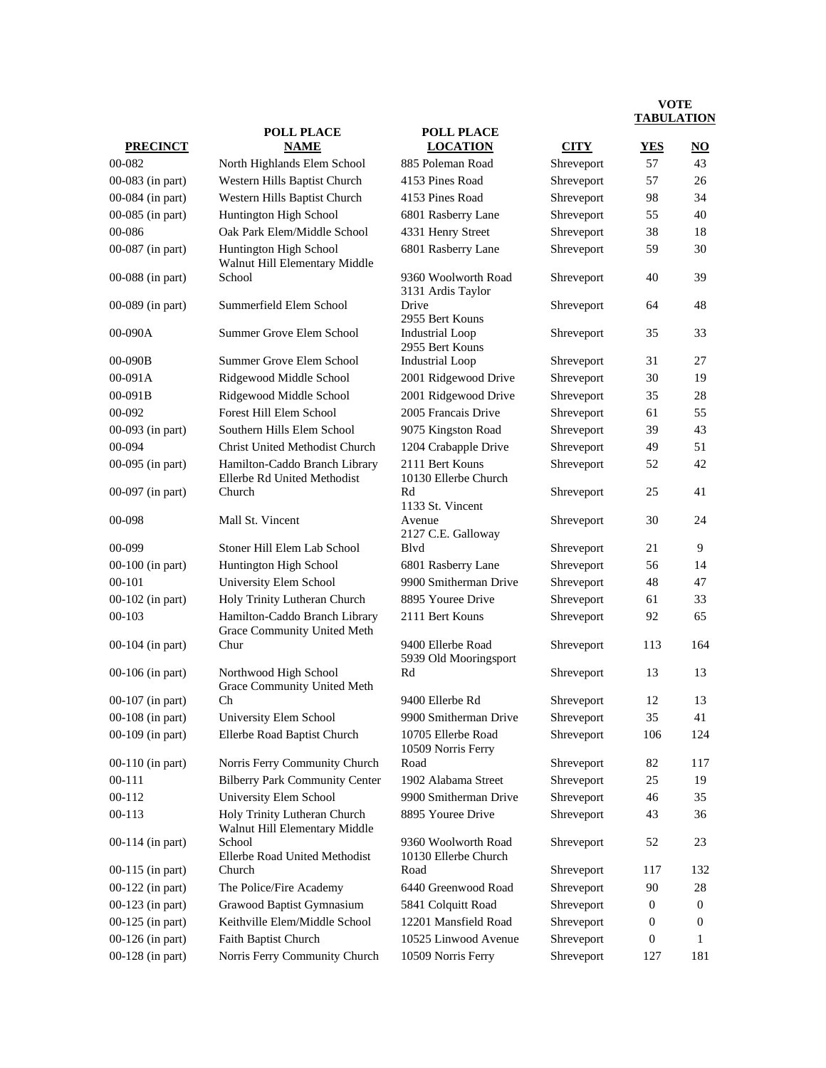| PRECINCT | POLL PLACE NAME | POLL PLACE LOCATION | CITY | VOTE TABULATION YES | NO |
|---|---|---|---|---|---|
| 00-082 | North Highlands Elem School | 885 Poleman Road | Shreveport | 57 | 43 |
| 00-083 (in part) | Western Hills Baptist Church | 4153 Pines Road | Shreveport | 57 | 26 |
| 00-084 (in part) | Western Hills Baptist Church | 4153 Pines Road | Shreveport | 98 | 34 |
| 00-085 (in part) | Huntington High School | 6801 Rasberry Lane | Shreveport | 55 | 40 |
| 00-086 | Oak Park Elem/Middle School | 4331 Henry Street | Shreveport | 38 | 18 |
| 00-087 (in part) | Huntington High School | 6801 Rasberry Lane | Shreveport | 59 | 30 |
| 00-088 (in part) | Walnut Hill Elementary Middle School | 9360 Woolworth Road | Shreveport | 40 | 39 |
| 00-089 (in part) | Summerfield Elem School | 3131 Ardis Taylor Drive | Shreveport | 64 | 48 |
| 00-090A | Summer Grove Elem School | 2955 Bert Kouns Industrial Loop | Shreveport | 35 | 33 |
| 00-090B | Summer Grove Elem School | 2955 Bert Kouns Industrial Loop | Shreveport | 31 | 27 |
| 00-091A | Ridgewood Middle School | 2001 Ridgewood Drive | Shreveport | 30 | 19 |
| 00-091B | Ridgewood Middle School | 2001 Ridgewood Drive | Shreveport | 35 | 28 |
| 00-092 | Forest Hill Elem School | 2005 Francais Drive | Shreveport | 61 | 55 |
| 00-093 (in part) | Southern Hills Elem School | 9075 Kingston Road | Shreveport | 39 | 43 |
| 00-094 | Christ United Methodist Church | 1204 Crabapple Drive | Shreveport | 49 | 51 |
| 00-095 (in part) | Hamilton-Caddo Branch Library | 2111 Bert Kouns | Shreveport | 52 | 42 |
| 00-097 (in part) | Ellerbe Rd United Methodist Church | 10130 Ellerbe Church Rd | Shreveport | 25 | 41 |
| 00-098 | Mall St. Vincent | 1133 St. Vincent Avenue | Shreveport | 30 | 24 |
| 00-099 | Stoner Hill Elem Lab School | 2127 C.E. Galloway Blvd | Shreveport | 21 | 9 |
| 00-100 (in part) | Huntington High School | 6801 Rasberry Lane | Shreveport | 56 | 14 |
| 00-101 | University Elem School | 9900 Smitherman Drive | Shreveport | 48 | 47 |
| 00-102 (in part) | Holy Trinity Lutheran Church | 8895 Youree Drive | Shreveport | 61 | 33 |
| 00-103 | Hamilton-Caddo Branch Library | 2111 Bert Kouns | Shreveport | 92 | 65 |
| 00-104 (in part) | Grace Community United Meth Chur | 9400 Ellerbe Road | Shreveport | 113 | 164 |
| 00-106 (in part) | Northwood High School | 5939 Old Mooringsport Rd | Shreveport | 13 | 13 |
| 00-107 (in part) | Grace Community United Meth Ch | 9400 Ellerbe Rd | Shreveport | 12 | 13 |
| 00-108 (in part) | University Elem School | 9900 Smitherman Drive | Shreveport | 35 | 41 |
| 00-109 (in part) | Ellerbe Road Baptist Church | 10705 Ellerbe Road | Shreveport | 106 | 124 |
| 00-110 (in part) | Norris Ferry Community Church | 10509 Norris Ferry Road | Shreveport | 82 | 117 |
| 00-111 | Bilberry Park Community Center | 1902 Alabama Street | Shreveport | 25 | 19 |
| 00-112 | University Elem School | 9900 Smitherman Drive | Shreveport | 46 | 35 |
| 00-113 | Holy Trinity Lutheran Church | 8895 Youree Drive | Shreveport | 43 | 36 |
| 00-114 (in part) | Walnut Hill Elementary Middle School | 9360 Woolworth Road | Shreveport | 52 | 23 |
| 00-115 (in part) | Ellerbe Road United Methodist Church | 10130 Ellerbe Church Road | Shreveport | 117 | 132 |
| 00-122 (in part) | The Police/Fire Academy | 6440 Greenwood Road | Shreveport | 90 | 28 |
| 00-123 (in part) | Grawood Baptist Gymnasium | 5841 Colquitt Road | Shreveport | 0 | 0 |
| 00-125 (in part) | Keithville Elem/Middle School | 12201 Mansfield Road | Shreveport | 0 | 0 |
| 00-126 (in part) | Faith Baptist Church | 10525 Linwood Avenue | Shreveport | 0 | 1 |
| 00-128 (in part) | Norris Ferry Community Church | 10509 Norris Ferry | Shreveport | 127 | 181 |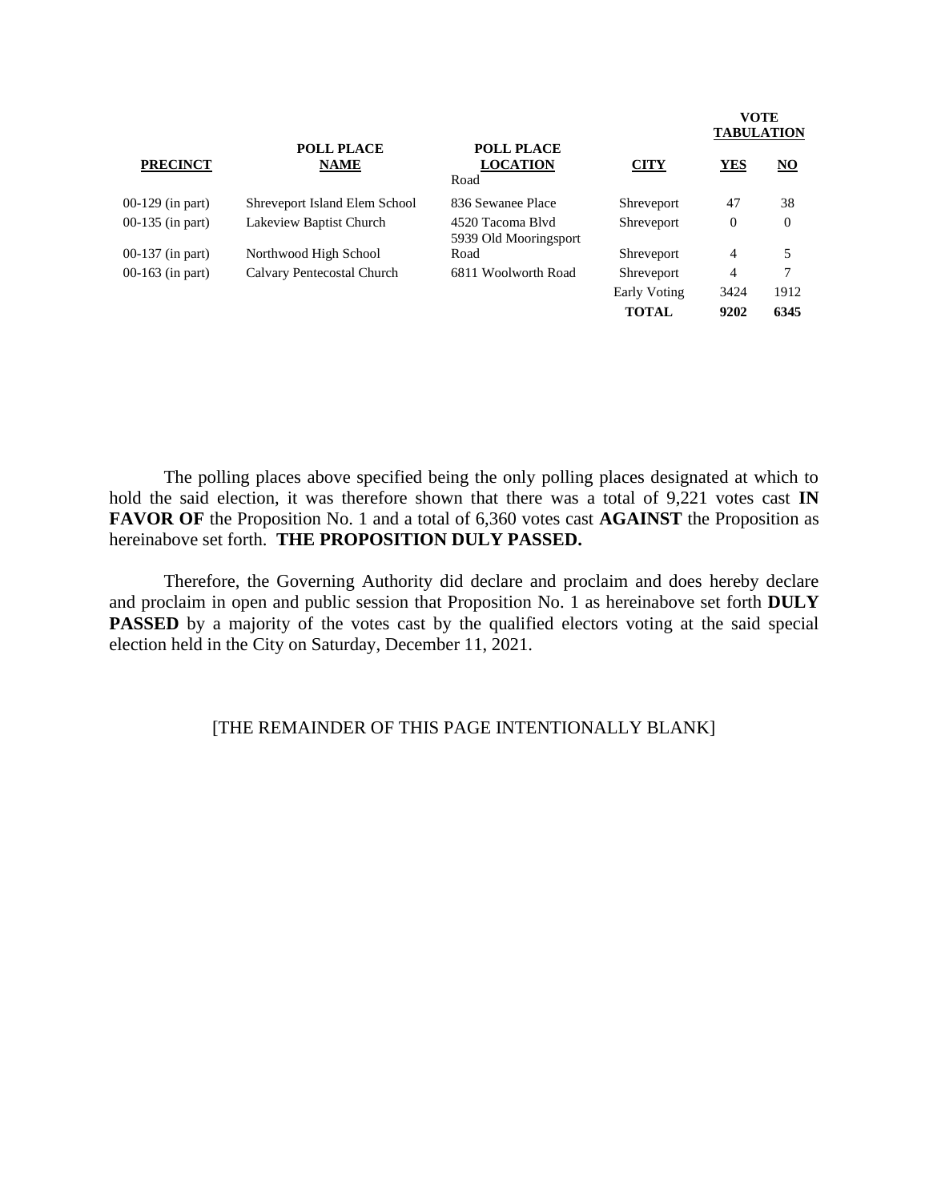| PRECINCT | POLL PLACE NAME | POLL PLACE LOCATION | CITY | VOTE TABULATION YES | NO |
|---|---|---|---|---|---|
| | | Road | | | |
| 00-129 (in part) | Shreveport Island Elem School | 836 Sewanee Place | Shreveport | 47 | 38 |
| 00-135 (in part) | Lakeview Baptist Church | 4520 Tacoma Blvd | Shreveport | 0 | 0 |
| 00-137 (in part) | Northwood High School | 5939 Old Mooringsport Road | Shreveport | 4 | 5 |
| 00-163 (in part) | Calvary Pentecostal Church | 6811 Woolworth Road | Shreveport | 4 | 7 |
| | | | Early Voting | 3424 | 1912 |
| | | | **TOTAL** | **9202** | **6345** |

The polling places above specified being the only polling places designated at which to hold the said election, it was therefore shown that there was a total of 9,221 votes cast **IN FAVOR OF** the Proposition No. 1 and a total of 6,360 votes cast **AGAINST** the Proposition as hereinabove set forth. **THE PROPOSITION DULY PASSED.**

Therefore, the Governing Authority did declare and proclaim and does hereby declare and proclaim in open and public session that Proposition No. 1 as hereinabove set forth **DULY PASSED** by a majority of the votes cast by the qualified electors voting at the said special election held in the City on Saturday, December 11, 2021.

[THE REMAINDER OF THIS PAGE INTENTIONALLY BLANK]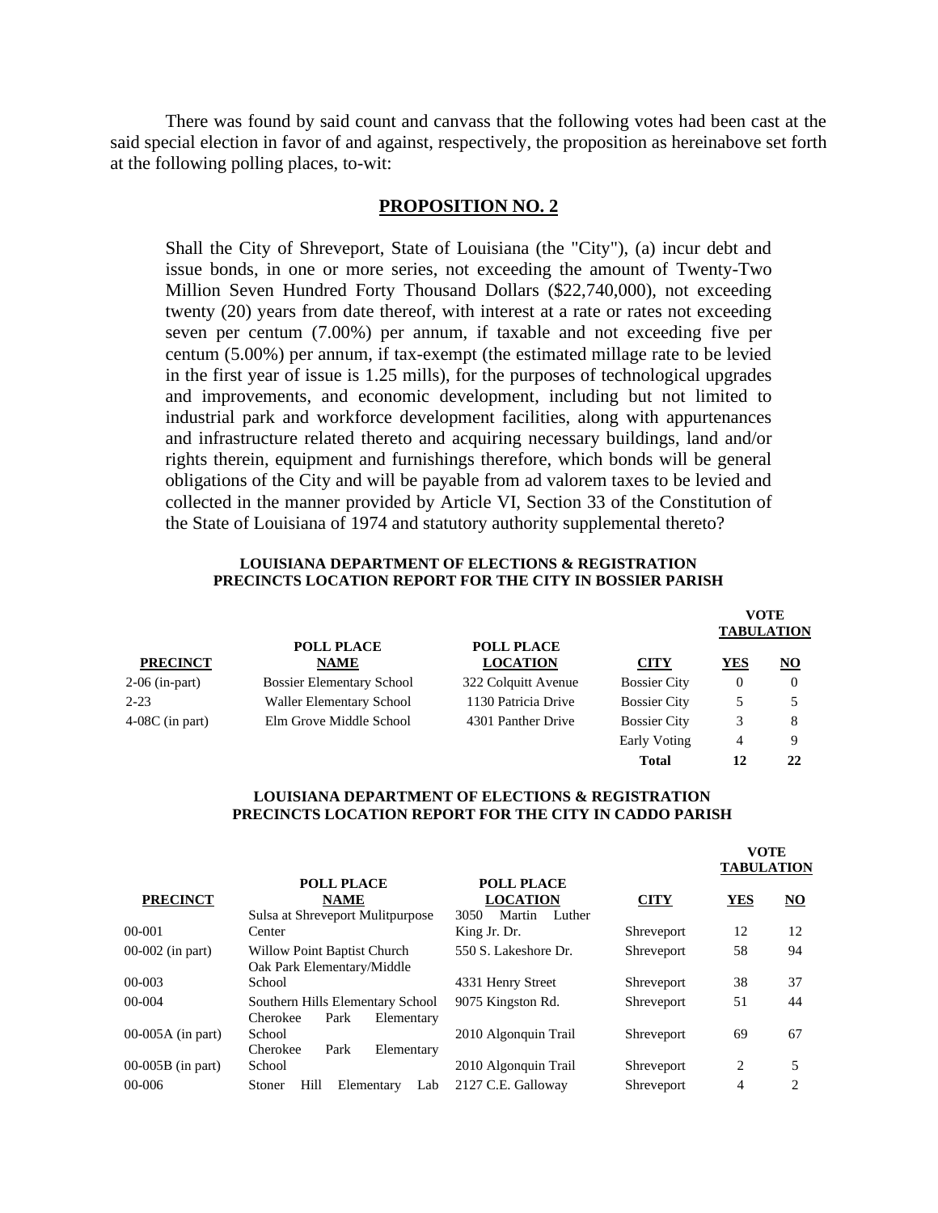There was found by said count and canvass that the following votes had been cast at the said special election in favor of and against, respectively, the proposition as hereinabove set forth at the following polling places, to-wit:

## PROPOSITION NO. 2

Shall the City of Shreveport, State of Louisiana (the "City"), (a) incur debt and issue bonds, in one or more series, not exceeding the amount of Twenty-Two Million Seven Hundred Forty Thousand Dollars ($22,740,000), not exceeding twenty (20) years from date thereof, with interest at a rate or rates not exceeding seven per centum (7.00%) per annum, if taxable and not exceeding five per centum (5.00%) per annum, if tax-exempt (the estimated millage rate to be levied in the first year of issue is 1.25 mills), for the purposes of technological upgrades and improvements, and economic development, including but not limited to industrial park and workforce development facilities, along with appurtenances and infrastructure related thereto and acquiring necessary buildings, land and/or rights therein, equipment and furnishings therefore, which bonds will be general obligations of the City and will be payable from ad valorem taxes to be levied and collected in the manner provided by Article VI, Section 33 of the Constitution of the State of Louisiana of 1974 and statutory authority supplemental thereto?

**LOUISIANA DEPARTMENT OF ELECTIONS & REGISTRATION**
**PRECINCTS LOCATION REPORT FOR THE CITY IN BOSSIER PARISH**

| PRECINCT | POLL PLACE NAME | POLL PLACE LOCATION | CITY | VOTE TABULATION YES | NO |
|---|---|---|---|---|---|
| 2-06 (in-part) | Bossier Elementary School | 322 Colquitt Avenue | Bossier City | 0 | 0 |
| 2-23 | Waller Elementary School | 1130 Patricia Drive | Bossier City | 5 | 5 |
| 4-08C (in part) | Elm Grove Middle School | 4301 Panther Drive | Bossier City | 3 | 8 |
| | | | Early Voting | 4 | 9 |
| | | | **Total** | **12** | **22** |

**LOUISIANA DEPARTMENT OF ELECTIONS & REGISTRATION**
**PRECINCTS LOCATION REPORT FOR THE CITY IN CADDO PARISH**

| PRECINCT | POLL PLACE NAME | POLL PLACE LOCATION | CITY | VOTE TABULATION YES | NO |
|---|---|---|---|---|---|
| 00-001 | Sulsa at Shreveport Mulitpurpose Center | 3050 Martin Luther King Jr. Dr. | Shreveport | 12 | 12 |
| 00-002 (in part) | Willow Point Baptist Church | 550 S. Lakeshore Dr. | Shreveport | 58 | 94 |
| 00-003 | Oak Park Elementary/Middle School | 4331 Henry Street | Shreveport | 38 | 37 |
| 00-004 | Southern Hills Elementary School | 9075 Kingston Rd. | Shreveport | 51 | 44 |
| 00-005A (in part) | Cherokee Park Elementary School | 2010 Algonquin Trail | Shreveport | 69 | 67 |
| 00-005B (in part) | Cherokee Park Elementary School | 2010 Algonquin Trail | Shreveport | 2 | 5 |
| 00-006 | Stoner Hill Elementary Lab | 2127 C.E. Galloway | Shreveport | 4 | 2 |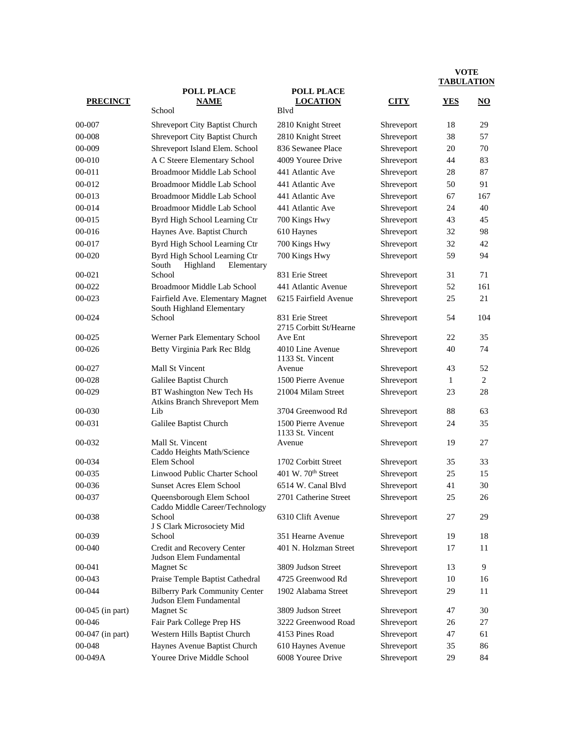| PRECINCT | POLL PLACE NAME | POLL PLACE LOCATION | CITY | VOTE TABULATION YES | NO |
|---|---|---|---|---|---|
| | School | Blvd | | | |
| 00-007 | Shreveport City Baptist Church | 2810 Knight Street | Shreveport | 18 | 29 |
| 00-008 | Shreveport City Baptist Church | 2810 Knight Street | Shreveport | 38 | 57 |
| 00-009 | Shreveport Island Elem. School | 836 Sewanee Place | Shreveport | 20 | 70 |
| 00-010 | A C Steere Elementary School | 4009 Youree Drive | Shreveport | 44 | 83 |
| 00-011 | Broadmoor Middle Lab School | 441 Atlantic Ave | Shreveport | 28 | 87 |
| 00-012 | Broadmoor Middle Lab School | 441 Atlantic Ave | Shreveport | 50 | 91 |
| 00-013 | Broadmoor Middle Lab School | 441 Atlantic Ave | Shreveport | 67 | 167 |
| 00-014 | Broadmoor Middle Lab School | 441 Atlantic Ave | Shreveport | 24 | 40 |
| 00-015 | Byrd High School Learning Ctr | 700 Kings Hwy | Shreveport | 43 | 45 |
| 00-016 | Haynes Ave. Baptist Church | 610 Haynes | Shreveport | 32 | 98 |
| 00-017 | Byrd High School Learning Ctr | 700 Kings Hwy | Shreveport | 32 | 42 |
| 00-020 | Byrd High School Learning Ctr | 700 Kings Hwy | Shreveport | 59 | 94 |
| 00-021 | South Highland Elementary School | 831 Erie Street | Shreveport | 31 | 71 |
| 00-022 | Broadmoor Middle Lab School | 441 Atlantic Avenue | Shreveport | 52 | 161 |
| 00-023 | Fairfield Ave. Elementary Magnet | 6215 Fairfield Avenue | Shreveport | 25 | 21 |
| 00-024 | South Highland Elementary School | 831 Erie Street | Shreveport | 54 | 104 |
| 00-025 | Werner Park Elementary School | 2715 Corbitt St/Hearne Ave Ent | Shreveport | 22 | 35 |
| 00-026 | Betty Virginia Park Rec Bldg | 4010 Line Avenue | Shreveport | 40 | 74 |
| 00-027 | Mall St Vincent | 1133 St. Vincent Avenue | Shreveport | 43 | 52 |
| 00-028 | Galilee Baptist Church | 1500 Pierre Avenue | Shreveport | 1 | 2 |
| 00-029 | BT Washington New Tech Hs | 21004 Milam Street | Shreveport | 23 | 28 |
| 00-030 | Atkins Branch Shreveport Mem Lib | 3704 Greenwood Rd | Shreveport | 88 | 63 |
| 00-031 | Galilee Baptist Church | 1500 Pierre Avenue | Shreveport | 24 | 35 |
| 00-032 | Mall St. Vincent | 1133 St. Vincent Avenue | Shreveport | 19 | 27 |
| 00-034 | Caddo Heights Math/Science Elem School | 1702 Corbitt Street | Shreveport | 35 | 33 |
| 00-035 | Linwood Public Charter School | 401 W. 70th Street | Shreveport | 25 | 15 |
| 00-036 | Sunset Acres Elem School | 6514 W. Canal Blvd | Shreveport | 41 | 30 |
| 00-037 | Queensborough Elem School | 2701 Catherine Street | Shreveport | 25 | 26 |
| 00-038 | Caddo Middle Career/Technology School | 6310 Clift Avenue | Shreveport | 27 | 29 |
| 00-039 | J S Clark Microsociety Mid School | 351 Hearne Avenue | Shreveport | 19 | 18 |
| 00-040 | Credit and Recovery Center | 401 N. Holzman Street | Shreveport | 17 | 11 |
| 00-041 | Judson Elem Fundamental Magnet Sc | 3809 Judson Street | Shreveport | 13 | 9 |
| 00-043 | Praise Temple Baptist Cathedral | 4725 Greenwood Rd | Shreveport | 10 | 16 |
| 00-044 | Bilberry Park Community Center | 1902 Alabama Street | Shreveport | 29 | 11 |
| 00-045 (in part) | Judson Elem Fundamental Magnet Sc | 3809 Judson Street | Shreveport | 47 | 30 |
| 00-046 | Fair Park College Prep HS | 3222 Greenwood Road | Shreveport | 26 | 27 |
| 00-047 (in part) | Western Hills Baptist Church | 4153 Pines Road | Shreveport | 47 | 61 |
| 00-048 | Haynes Avenue Baptist Church | 610 Haynes Avenue | Shreveport | 35 | 86 |
| 00-049A | Youree Drive Middle School | 6008 Youree Drive | Shreveport | 29 | 84 |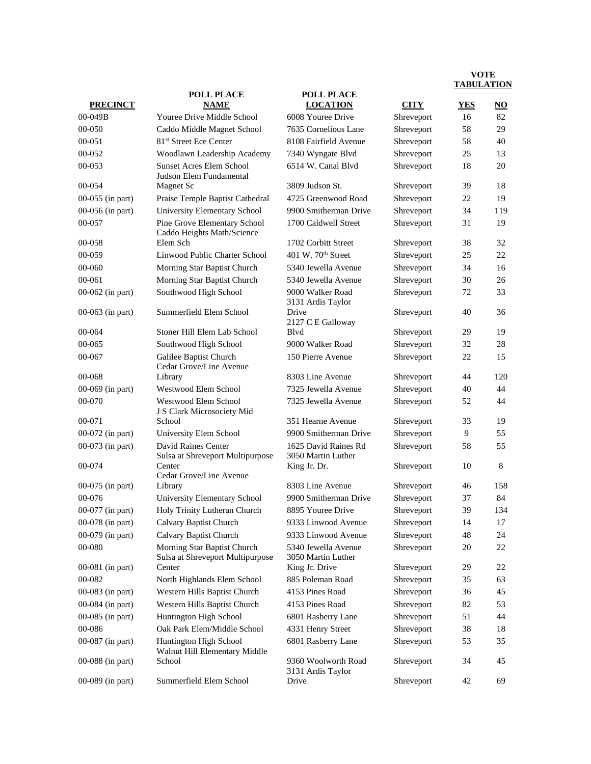| PRECINCT | POLL PLACE NAME | POLL PLACE LOCATION | CITY | VOTE TABULATION YES | NO |
|---|---|---|---|---|---|
| 00-049B | Youree Drive Middle School | 6008 Youree Drive | Shreveport | 16 | 82 |
| 00-050 | Caddo Middle Magnet School | 7635 Cornelious Lane | Shreveport | 58 | 29 |
| 00-051 | 81st Street Ece Center | 8108 Fairfield Avenue | Shreveport | 58 | 40 |
| 00-052 | Woodlawn Leadership Academy | 7340 Wyngate Blvd | Shreveport | 25 | 13 |
| 00-053 | Sunset Acres Elem School | 6514 W. Canal Blvd | Shreveport | 18 | 20 |
| 00-054 | Judson Elem Fundamental Magnet Sc | 3809 Judson St. | Shreveport | 39 | 18 |
| 00-055 (in part) | Praise Temple Baptist Cathedral | 4725 Greenwood Road | Shreveport | 22 | 19 |
| 00-056 (in part) | University Elementary School | 9900 Smitherman Drive | Shreveport | 34 | 119 |
| 00-057 | Pine Grove Elementary School | 1700 Caldwell Street | Shreveport | 31 | 19 |
| 00-058 | Caddo Heights Math/Science Elem Sch | 1702 Corbitt Street | Shreveport | 38 | 32 |
| 00-059 | Linwood Public Charter School | 401 W. 70th Street | Shreveport | 25 | 22 |
| 00-060 | Morning Star Baptist Church | 5340 Jewella Avenue | Shreveport | 34 | 16 |
| 00-061 | Morning Star Baptist Church | 5340 Jewella Avenue | Shreveport | 30 | 26 |
| 00-062 (in part) | Southwood High School | 9000 Walker Road | Shreveport | 72 | 33 |
| 00-063 (in part) | Summerfield Elem School | 3131 Ardis Taylor Drive | Shreveport | 40 | 36 |
| 00-064 | Stoner Hill Elem Lab School | 2127 C E Galloway Blvd | Shreveport | 29 | 19 |
| 00-065 | Southwood High School | 9000 Walker Road | Shreveport | 32 | 28 |
| 00-067 | Galilee Baptist Church | 150 Pierre Avenue | Shreveport | 22 | 15 |
| 00-068 | Cedar Grove/Line Avenue Library | 8303 Line Avenue | Shreveport | 44 | 120 |
| 00-069 (in part) | Westwood Elem School | 7325 Jewella Avenue | Shreveport | 40 | 44 |
| 00-070 | Westwood Elem School | 7325 Jewella Avenue | Shreveport | 52 | 44 |
| 00-071 | J S Clark Microsociety Mid School | 351 Hearne Avenue | Shreveport | 33 | 19 |
| 00-072 (in part) | University Elem School | 9900 Smitherman Drive | Shreveport | 9 | 55 |
| 00-073 (in part) | David Raines Center | 1625 David Raines Rd | Shreveport | 58 | 55 |
| 00-074 | Sulsa at Shreveport Multipurpose Center | 3050 Martin Luther King Jr. Dr. | Shreveport | 10 | 8 |
| 00-075 (in part) | Cedar Grove/Line Avenue Library | 8303 Line Avenue | Shreveport | 46 | 158 |
| 00-076 | University Elementary School | 9900 Smitherman Drive | Shreveport | 37 | 84 |
| 00-077 (in part) | Holy Trinity Lutheran Church | 8895 Youree Drive | Shreveport | 39 | 134 |
| 00-078 (in part) | Calvary Baptist Church | 9333 Linwood Avenue | Shreveport | 14 | 17 |
| 00-079 (in part) | Calvary Baptist Church | 9333 Linwood Avenue | Shreveport | 48 | 24 |
| 00-080 | Morning Star Baptist Church | 5340 Jewella Avenue | Shreveport | 20 | 22 |
| 00-081 (in part) | Sulsa at Shreveport Multipurpose Center | 3050 Martin Luther King Jr. Drive | Shreveport | 29 | 22 |
| 00-082 | North Highlands Elem School | 885 Poleman Road | Shreveport | 35 | 63 |
| 00-083 (in part) | Western Hills Baptist Church | 4153 Pines Road | Shreveport | 36 | 45 |
| 00-084 (in part) | Western Hills Baptist Church | 4153 Pines Road | Shreveport | 82 | 53 |
| 00-085 (in part) | Huntington High School | 6801 Rasberry Lane | Shreveport | 51 | 44 |
| 00-086 | Oak Park Elem/Middle School | 4331 Henry Street | Shreveport | 38 | 18 |
| 00-087 (in part) | Huntington High School | 6801 Rasberry Lane | Shreveport | 53 | 35 |
| 00-088 (in part) | Walnut Hill Elementary Middle School | 9360 Woolworth Road | Shreveport | 34 | 45 |
| 00-089 (in part) | Summerfield Elem School | 3131 Ardis Taylor Drive | Shreveport | 42 | 69 |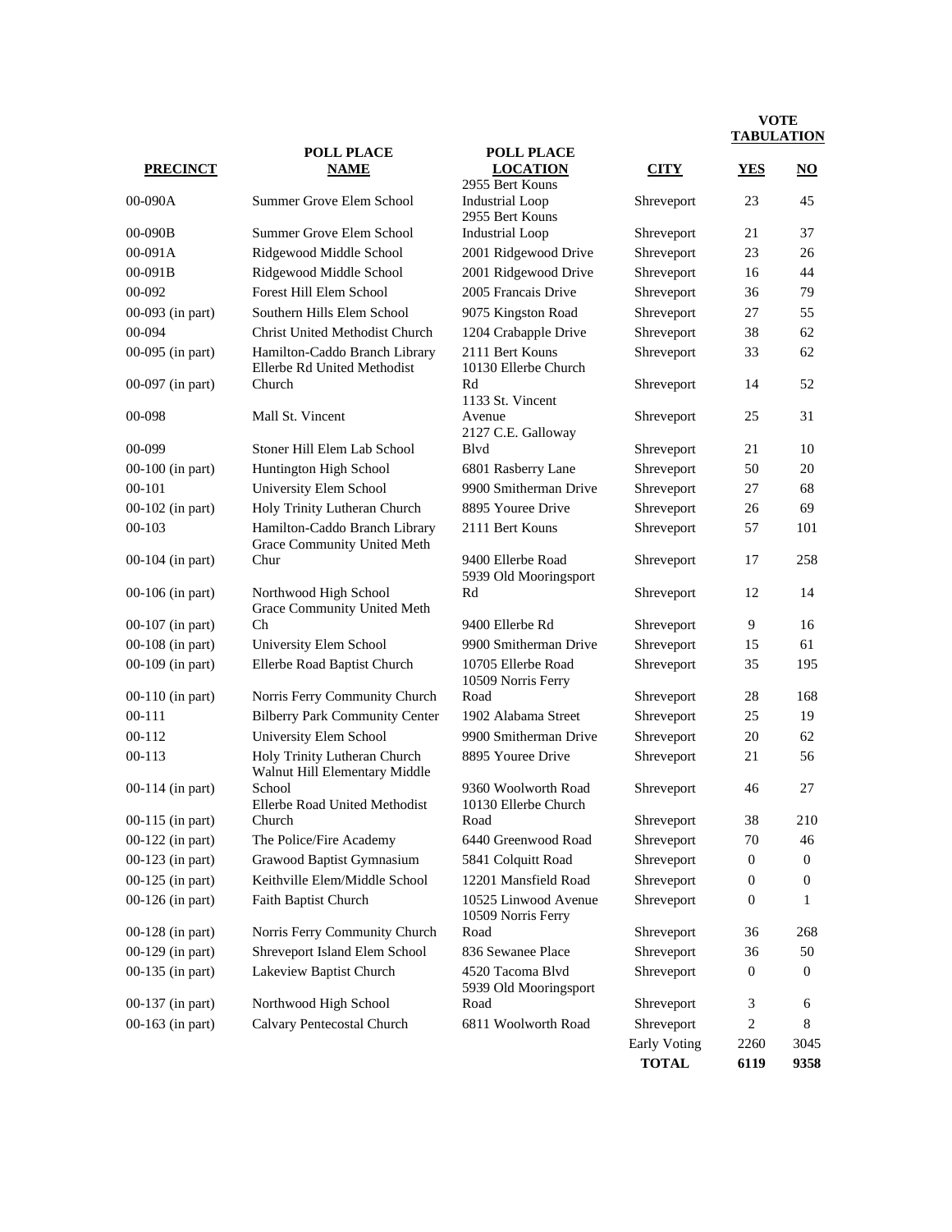| PRECINCT | POLL PLACE NAME | POLL PLACE LOCATION | CITY | VOTE TABULATION YES | NO |
|---|---|---|---|---|---|
| 00-090A | Summer Grove Elem School | 2955 Bert Kouns Industrial Loop | Shreveport | 23 | 45 |
| 00-090B | Summer Grove Elem School | 2955 Bert Kouns Industrial Loop | Shreveport | 21 | 37 |
| 00-091A | Ridgewood Middle School | 2001 Ridgewood Drive | Shreveport | 23 | 26 |
| 00-091B | Ridgewood Middle School | 2001 Ridgewood Drive | Shreveport | 16 | 44 |
| 00-092 | Forest Hill Elem School | 2005 Francais Drive | Shreveport | 36 | 79 |
| 00-093 (in part) | Southern Hills Elem School | 9075 Kingston Road | Shreveport | 27 | 55 |
| 00-094 | Christ United Methodist Church | 1204 Crabapple Drive | Shreveport | 38 | 62 |
| 00-095 (in part) | Hamilton-Caddo Branch Library | 2111 Bert Kouns | Shreveport | 33 | 62 |
| 00-097 (in part) | Ellerbe Rd United Methodist Church | 10130 Ellerbe Church Rd | Shreveport | 14 | 52 |
| 00-098 | Mall St. Vincent | 1133 St. Vincent Avenue | Shreveport | 25 | 31 |
| 00-099 | Stoner Hill Elem Lab School | 2127 C.E. Galloway Blvd | Shreveport | 21 | 10 |
| 00-100 (in part) | Huntington High School | 6801 Rasberry Lane | Shreveport | 50 | 20 |
| 00-101 | University Elem School | 9900 Smitherman Drive | Shreveport | 27 | 68 |
| 00-102 (in part) | Holy Trinity Lutheran Church | 8895 Youree Drive | Shreveport | 26 | 69 |
| 00-103 | Hamilton-Caddo Branch Library | 2111 Bert Kouns | Shreveport | 57 | 101 |
| 00-104 (in part) | Grace Community United Meth Chur | 9400 Ellerbe Road | Shreveport | 17 | 258 |
| 00-106 (in part) | Northwood High School | 5939 Old Mooringsport Rd | Shreveport | 12 | 14 |
| 00-107 (in part) | Grace Community United Meth Ch | 9400 Ellerbe Rd | Shreveport | 9 | 16 |
| 00-108 (in part) | University Elem School | 9900 Smitherman Drive | Shreveport | 15 | 61 |
| 00-109 (in part) | Ellerbe Road Baptist Church | 10705 Ellerbe Road | Shreveport | 35 | 195 |
| 00-110 (in part) | Norris Ferry Community Church | 10509 Norris Ferry Road | Shreveport | 28 | 168 |
| 00-111 | Bilberry Park Community Center | 1902 Alabama Street | Shreveport | 25 | 19 |
| 00-112 | University Elem School | 9900 Smitherman Drive | Shreveport | 20 | 62 |
| 00-113 | Holy Trinity Lutheran Church | 8895 Youree Drive | Shreveport | 21 | 56 |
| 00-114 (in part) | Walnut Hill Elementary Middle School | 9360 Woolworth Road | Shreveport | 46 | 27 |
| 00-115 (in part) | Ellerbe Road United Methodist Church | 10130 Ellerbe Church Road | Shreveport | 38 | 210 |
| 00-122 (in part) | The Police/Fire Academy | 6440 Greenwood Road | Shreveport | 70 | 46 |
| 00-123 (in part) | Grawood Baptist Gymnasium | 5841 Colquitt Road | Shreveport | 0 | 0 |
| 00-125 (in part) | Keithville Elem/Middle School | 12201 Mansfield Road | Shreveport | 0 | 0 |
| 00-126 (in part) | Faith Baptist Church | 10525 Linwood Avenue | Shreveport | 0 | 1 |
| 00-128 (in part) | Norris Ferry Community Church | 10509 Norris Ferry Road | Shreveport | 36 | 268 |
| 00-129 (in part) | Shreveport Island Elem School | 836 Sewanee Place | Shreveport | 36 | 50 |
| 00-135 (in part) | Lakeview Baptist Church | 4520 Tacoma Blvd | Shreveport | 0 | 0 |
| 00-137 (in part) | Northwood High School | 5939 Old Mooringsport Road | Shreveport | 3 | 6 |
| 00-163 (in part) | Calvary Pentecostal Church | 6811 Woolworth Road | Shreveport | 2 | 8 |
| | | | Early Voting | 2260 | 3045 |
| | | | **TOTAL** | **6119** | **9358** |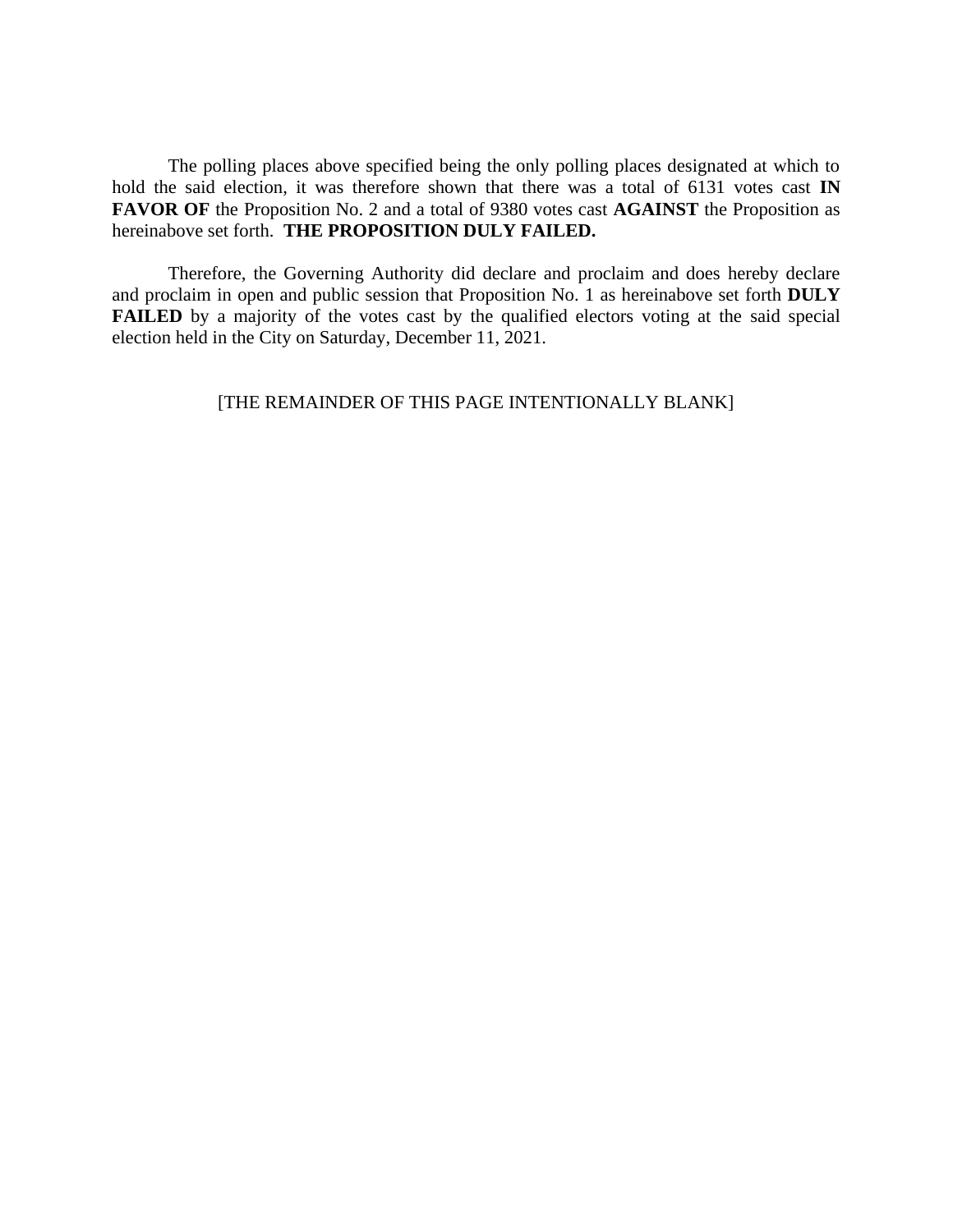The polling places above specified being the only polling places designated at which to hold the said election, it was therefore shown that there was a total of 6131 votes cast **IN FAVOR OF** the Proposition No. 2 and a total of 9380 votes cast **AGAINST** the Proposition as hereinabove set forth. **THE PROPOSITION DULY FAILED.**

Therefore, the Governing Authority did declare and proclaim and does hereby declare and proclaim in open and public session that Proposition No. 1 as hereinabove set forth **DULY FAILED** by a majority of the votes cast by the qualified electors voting at the said special election held in the City on Saturday, December 11, 2021.

[THE REMAINDER OF THIS PAGE INTENTIONALLY BLANK]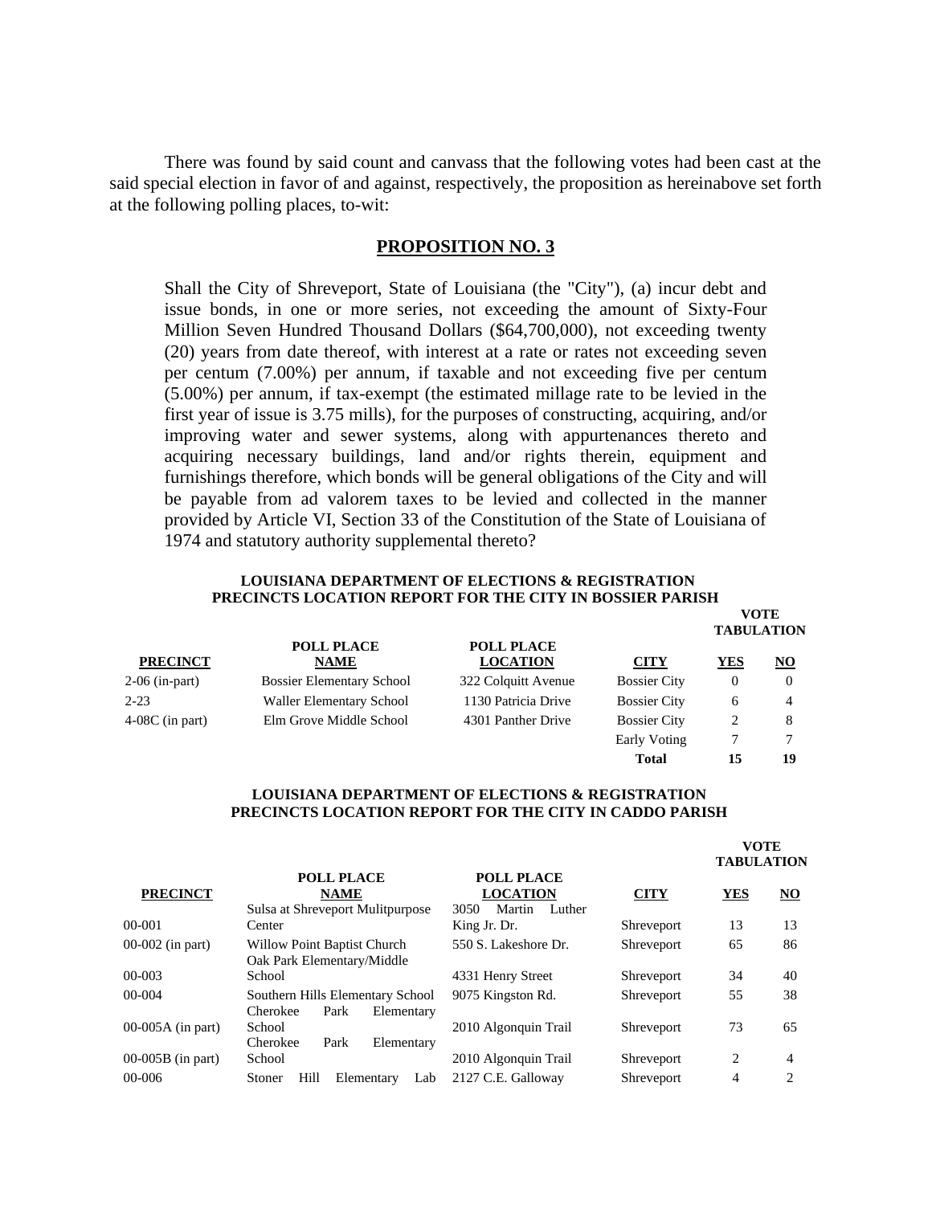There was found by said count and canvass that the following votes had been cast at the said special election in favor of and against, respectively, the proposition as hereinabove set forth at the following polling places, to-wit:

## PROPOSITION NO. 3

Shall the City of Shreveport, State of Louisiana (the "City"), (a) incur debt and issue bonds, in one or more series, not exceeding the amount of Sixty-Four Million Seven Hundred Thousand Dollars ($64,700,000), not exceeding twenty (20) years from date thereof, with interest at a rate or rates not exceeding seven per centum (7.00%) per annum, if taxable and not exceeding five per centum (5.00%) per annum, if tax-exempt (the estimated millage rate to be levied in the first year of issue is 3.75 mills), for the purposes of constructing, acquiring, and/or improving water and sewer systems, along with appurtenances thereto and acquiring necessary buildings, land and/or rights therein, equipment and furnishings therefore, which bonds will be general obligations of the City and will be payable from ad valorem taxes to be levied and collected in the manner provided by Article VI, Section 33 of the Constitution of the State of Louisiana of 1974 and statutory authority supplemental thereto?

**LOUISIANA DEPARTMENT OF ELECTIONS & REGISTRATION**
**PRECINCTS LOCATION REPORT FOR THE CITY IN BOSSIER PARISH**

| PRECINCT | POLL PLACE NAME | POLL PLACE LOCATION | CITY | VOTE TABULATION YES | NO |
|---|---|---|---|---|---|
| 2-06 (in-part) | Bossier Elementary School | 322 Colquitt Avenue | Bossier City | 0 | 0 |
| 2-23 | Waller Elementary School | 1130 Patricia Drive | Bossier City | 6 | 4 |
| 4-08C (in part) | Elm Grove Middle School | 4301 Panther Drive | Bossier City | 2 | 8 |
| | | | Early Voting | 7 | 7 |
| | | | **Total** | **15** | **19** |

**LOUISIANA DEPARTMENT OF ELECTIONS & REGISTRATION**
**PRECINCTS LOCATION REPORT FOR THE CITY IN CADDO PARISH**

| PRECINCT | POLL PLACE NAME | POLL PLACE LOCATION | CITY | VOTE TABULATION YES | NO |
|---|---|---|---|---|---|
| 00-001 | Sulsa at Shreveport Mulitpurpose Center | 3050 Martin Luther King Jr. Dr. | Shreveport | 13 | 13 |
| 00-002 (in part) | Willow Point Baptist Church | 550 S. Lakeshore Dr. | Shreveport | 65 | 86 |
| 00-003 | Oak Park Elementary/Middle School | 4331 Henry Street | Shreveport | 34 | 40 |
| 00-004 | Southern Hills Elementary School | 9075 Kingston Rd. | Shreveport | 55 | 38 |
| 00-005A (in part) | Cherokee Park Elementary School | 2010 Algonquin Trail | Shreveport | 73 | 65 |
| 00-005B (in part) | Cherokee Park Elementary School | 2010 Algonquin Trail | Shreveport | 2 | 4 |
| 00-006 | Stoner Hill Elementary Lab | 2127 C.E. Galloway | Shreveport | 4 | 2 |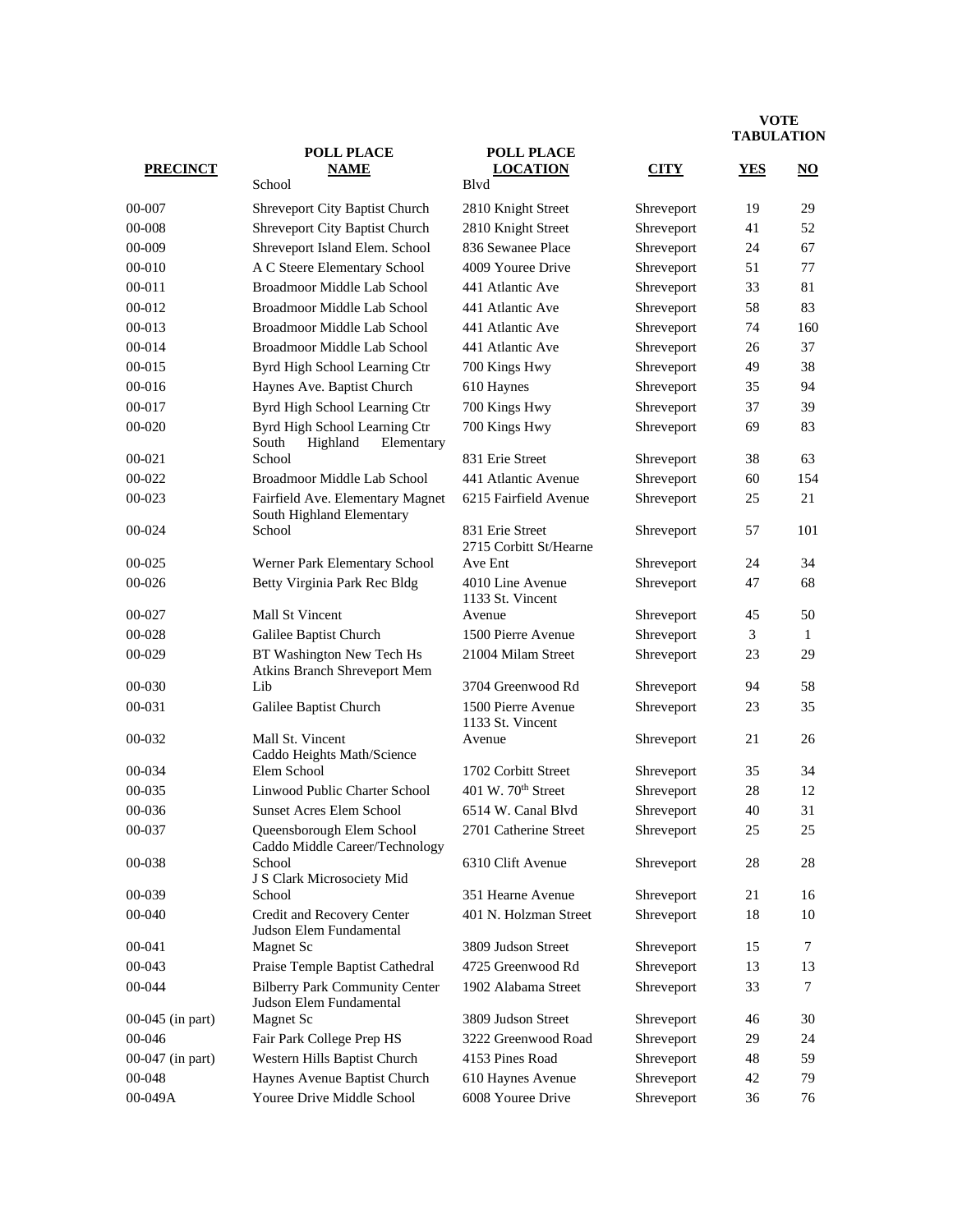| PRECINCT | POLL PLACE NAME | POLL PLACE LOCATION | CITY | VOTE TABULATION YES | NO |
|---|---|---|---|---|---|
| | School | Blvd | | | |
| 00-007 | Shreveport City Baptist Church | 2810 Knight Street | Shreveport | 19 | 29 |
| 00-008 | Shreveport City Baptist Church | 2810 Knight Street | Shreveport | 41 | 52 |
| 00-009 | Shreveport Island Elem. School | 836 Sewanee Place | Shreveport | 24 | 67 |
| 00-010 | A C Steere Elementary School | 4009 Youree Drive | Shreveport | 51 | 77 |
| 00-011 | Broadmoor Middle Lab School | 441 Atlantic Ave | Shreveport | 33 | 81 |
| 00-012 | Broadmoor Middle Lab School | 441 Atlantic Ave | Shreveport | 58 | 83 |
| 00-013 | Broadmoor Middle Lab School | 441 Atlantic Ave | Shreveport | 74 | 160 |
| 00-014 | Broadmoor Middle Lab School | 441 Atlantic Ave | Shreveport | 26 | 37 |
| 00-015 | Byrd High School Learning Ctr | 700 Kings Hwy | Shreveport | 49 | 38 |
| 00-016 | Haynes Ave. Baptist Church | 610 Haynes | Shreveport | 35 | 94 |
| 00-017 | Byrd High School Learning Ctr | 700 Kings Hwy | Shreveport | 37 | 39 |
| 00-020 | Byrd High School Learning Ctr | 700 Kings Hwy | Shreveport | 69 | 83 |
| 00-021 | South Highland Elementary School | 831 Erie Street | Shreveport | 38 | 63 |
| 00-022 | Broadmoor Middle Lab School | 441 Atlantic Avenue | Shreveport | 60 | 154 |
| 00-023 | Fairfield Ave. Elementary Magnet | 6215 Fairfield Avenue | Shreveport | 25 | 21 |
| 00-024 | South Highland Elementary School | 831 Erie Street | Shreveport | 57 | 101 |
| 00-025 | Werner Park Elementary School | 2715 Corbitt St/Hearne Ave Ent | Shreveport | 24 | 34 |
| 00-026 | Betty Virginia Park Rec Bldg | 4010 Line Avenue | Shreveport | 47 | 68 |
| 00-027 | Mall St Vincent | 1133 St. Vincent Avenue | Shreveport | 45 | 50 |
| 00-028 | Galilee Baptist Church | 1500 Pierre Avenue | Shreveport | 3 | 1 |
| 00-029 | BT Washington New Tech Hs | 21004 Milam Street | Shreveport | 23 | 29 |
| 00-030 | Atkins Branch Shreveport Mem Lib | 3704 Greenwood Rd | Shreveport | 94 | 58 |
| 00-031 | Galilee Baptist Church | 1500 Pierre Avenue | Shreveport | 23 | 35 |
| 00-032 | Mall St. Vincent | 1133 St. Vincent Avenue | Shreveport | 21 | 26 |
| 00-034 | Caddo Heights Math/Science Elem School | 1702 Corbitt Street | Shreveport | 35 | 34 |
| 00-035 | Linwood Public Charter School | 401 W. 70th Street | Shreveport | 28 | 12 |
| 00-036 | Sunset Acres Elem School | 6514 W. Canal Blvd | Shreveport | 40 | 31 |
| 00-037 | Queensborough Elem School | 2701 Catherine Street | Shreveport | 25 | 25 |
| 00-038 | Caddo Middle Career/Technology School | 6310 Clift Avenue | Shreveport | 28 | 28 |
| 00-039 | J S Clark Microsociety Mid School | 351 Hearne Avenue | Shreveport | 21 | 16 |
| 00-040 | Credit and Recovery Center | 401 N. Holzman Street | Shreveport | 18 | 10 |
| 00-041 | Judson Elem Fundamental Magnet Sc | 3809 Judson Street | Shreveport | 15 | 7 |
| 00-043 | Praise Temple Baptist Cathedral | 4725 Greenwood Rd | Shreveport | 13 | 13 |
| 00-044 | Bilberry Park Community Center | 1902 Alabama Street | Shreveport | 33 | 7 |
| 00-045 (in part) | Judson Elem Fundamental Magnet Sc | 3809 Judson Street | Shreveport | 46 | 30 |
| 00-046 | Fair Park College Prep HS | 3222 Greenwood Road | Shreveport | 29 | 24 |
| 00-047 (in part) | Western Hills Baptist Church | 4153 Pines Road | Shreveport | 48 | 59 |
| 00-048 | Haynes Avenue Baptist Church | 610 Haynes Avenue | Shreveport | 42 | 79 |
| 00-049A | Youree Drive Middle School | 6008 Youree Drive | Shreveport | 36 | 76 |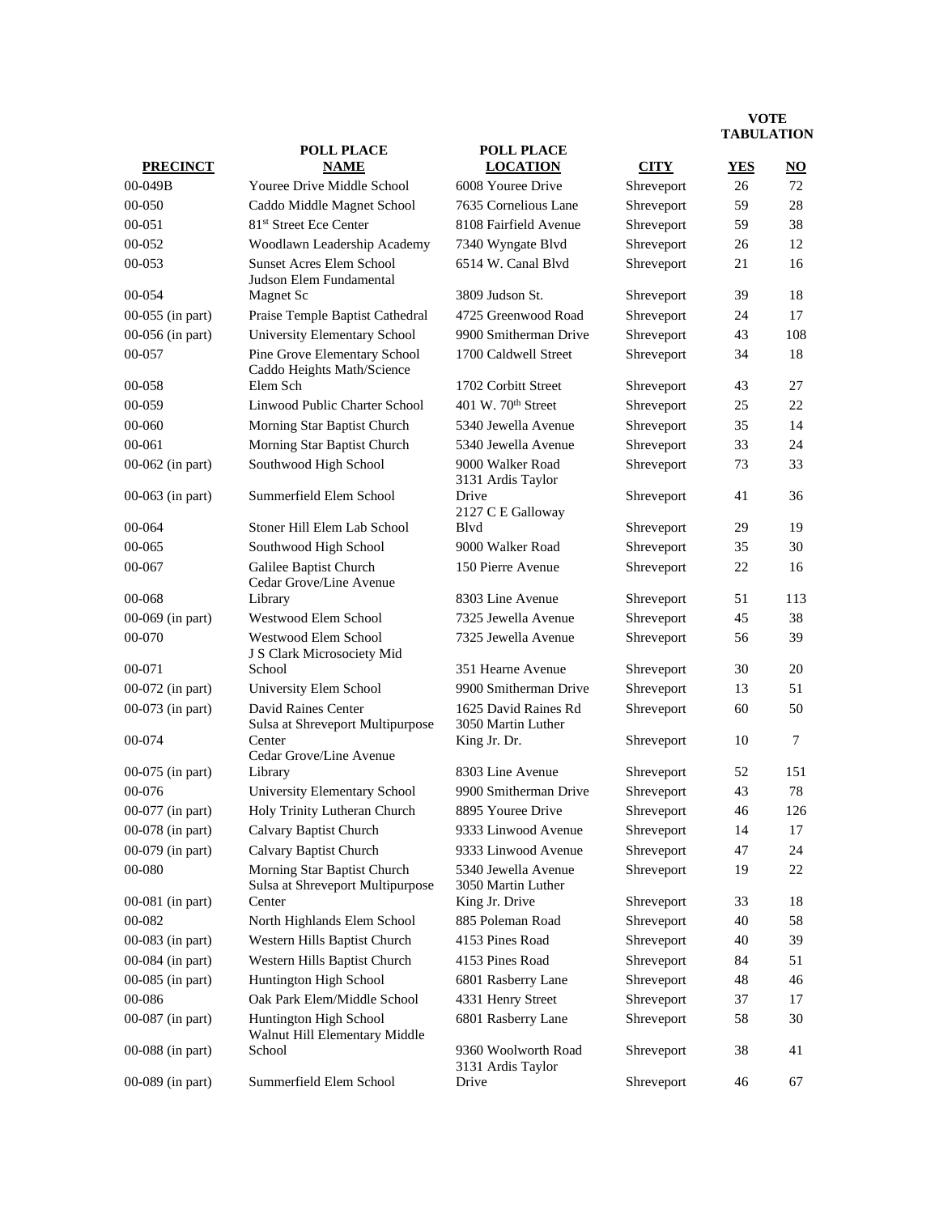| PRECINCT | POLL PLACE NAME | POLL PLACE LOCATION | CITY | VOTE TABULATION YES | NO |
|---|---|---|---|---|---|
| 00-049B | Youree Drive Middle School | 6008 Youree Drive | Shreveport | 26 | 72 |
| 00-050 | Caddo Middle Magnet School | 7635 Cornelious Lane | Shreveport | 59 | 28 |
| 00-051 | 81st Street Ece Center | 8108 Fairfield Avenue | Shreveport | 59 | 38 |
| 00-052 | Woodlawn Leadership Academy | 7340 Wyngate Blvd | Shreveport | 26 | 12 |
| 00-053 | Sunset Acres Elem School | 6514 W. Canal Blvd | Shreveport | 21 | 16 |
| 00-054 | Judson Elem Fundamental Magnet Sc | 3809 Judson St. | Shreveport | 39 | 18 |
| 00-055 (in part) | Praise Temple Baptist Cathedral | 4725 Greenwood Road | Shreveport | 24 | 17 |
| 00-056 (in part) | University Elementary School | 9900 Smitherman Drive | Shreveport | 43 | 108 |
| 00-057 | Pine Grove Elementary School | 1700 Caldwell Street | Shreveport | 34 | 18 |
| 00-058 | Caddo Heights Math/Science Elem Sch | 1702 Corbitt Street | Shreveport | 43 | 27 |
| 00-059 | Linwood Public Charter School | 401 W. 70th Street | Shreveport | 25 | 22 |
| 00-060 | Morning Star Baptist Church | 5340 Jewella Avenue | Shreveport | 35 | 14 |
| 00-061 | Morning Star Baptist Church | 5340 Jewella Avenue | Shreveport | 33 | 24 |
| 00-062 (in part) | Southwood High School | 9000 Walker Road | Shreveport | 73 | 33 |
| 00-063 (in part) | Summerfield Elem School | 3131 Ardis Taylor Drive | Shreveport | 41 | 36 |
| 00-064 | Stoner Hill Elem Lab School | 2127 C E Galloway Blvd | Shreveport | 29 | 19 |
| 00-065 | Southwood High School | 9000 Walker Road | Shreveport | 35 | 30 |
| 00-067 | Galilee Baptist Church | 150 Pierre Avenue | Shreveport | 22 | 16 |
| 00-068 | Cedar Grove/Line Avenue Library | 8303 Line Avenue | Shreveport | 51 | 113 |
| 00-069 (in part) | Westwood Elem School | 7325 Jewella Avenue | Shreveport | 45 | 38 |
| 00-070 | Westwood Elem School | 7325 Jewella Avenue | Shreveport | 56 | 39 |
| 00-071 | J S Clark Microsociety Mid School | 351 Hearne Avenue | Shreveport | 30 | 20 |
| 00-072 (in part) | University Elem School | 9900 Smitherman Drive | Shreveport | 13 | 51 |
| 00-073 (in part) | David Raines Center | 1625 David Raines Rd | Shreveport | 60 | 50 |
| 00-074 | Sulsa at Shreveport Multipurpose Center | 3050 Martin Luther King Jr. Dr. | Shreveport | 10 | 7 |
| 00-075 (in part) | Cedar Grove/Line Avenue Library | 8303 Line Avenue | Shreveport | 52 | 151 |
| 00-076 | University Elementary School | 9900 Smitherman Drive | Shreveport | 43 | 78 |
| 00-077 (in part) | Holy Trinity Lutheran Church | 8895 Youree Drive | Shreveport | 46 | 126 |
| 00-078 (in part) | Calvary Baptist Church | 9333 Linwood Avenue | Shreveport | 14 | 17 |
| 00-079 (in part) | Calvary Baptist Church | 9333 Linwood Avenue | Shreveport | 47 | 24 |
| 00-080 | Morning Star Baptist Church | 5340 Jewella Avenue | Shreveport | 19 | 22 |
| 00-081 (in part) | Sulsa at Shreveport Multipurpose Center | 3050 Martin Luther King Jr. Drive | Shreveport | 33 | 18 |
| 00-082 | North Highlands Elem School | 885 Poleman Road | Shreveport | 40 | 58 |
| 00-083 (in part) | Western Hills Baptist Church | 4153 Pines Road | Shreveport | 40 | 39 |
| 00-084 (in part) | Western Hills Baptist Church | 4153 Pines Road | Shreveport | 84 | 51 |
| 00-085 (in part) | Huntington High School | 6801 Rasberry Lane | Shreveport | 48 | 46 |
| 00-086 | Oak Park Elem/Middle School | 4331 Henry Street | Shreveport | 37 | 17 |
| 00-087 (in part) | Huntington High School | 6801 Rasberry Lane | Shreveport | 58 | 30 |
| 00-088 (in part) | Walnut Hill Elementary Middle School | 9360 Woolworth Road | Shreveport | 38 | 41 |
| 00-089 (in part) | Summerfield Elem School | 3131 Ardis Taylor Drive | Shreveport | 46 | 67 |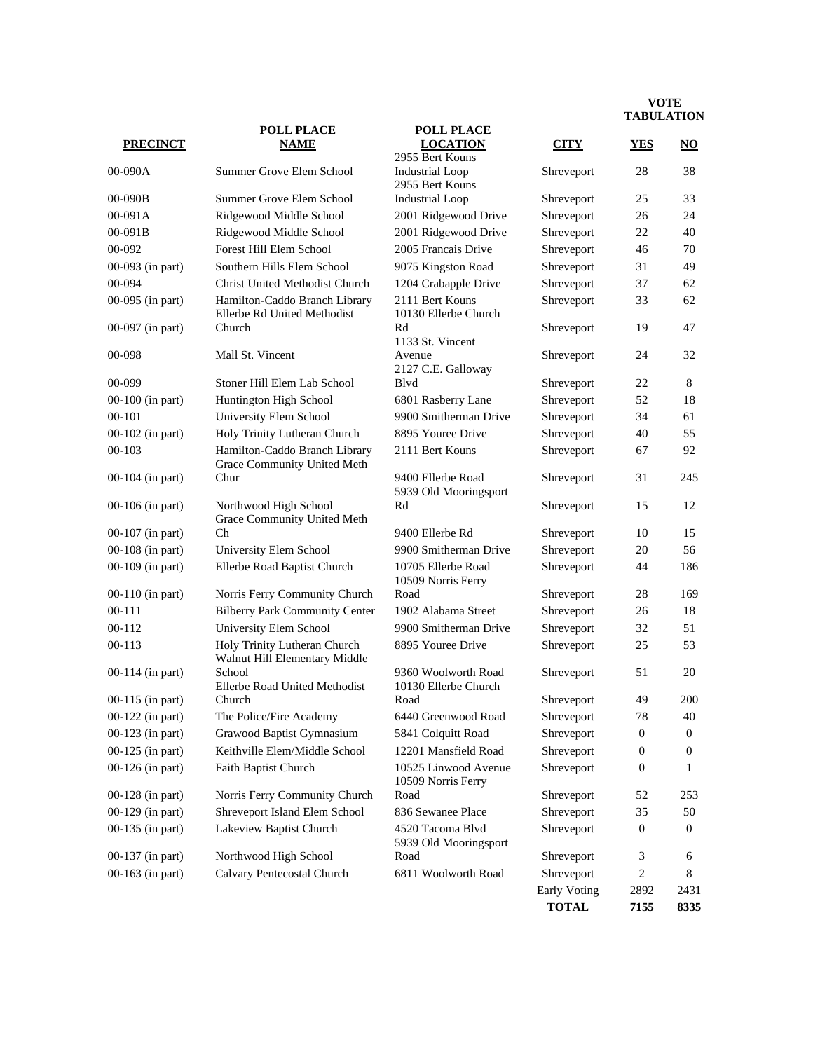| PRECINCT | POLL PLACE NAME | POLL PLACE LOCATION | CITY | VOTE TABULATION YES | NO |
|---|---|---|---|---|---|
| 00-090A | Summer Grove Elem School | 2955 Bert Kouns Industrial Loop | Shreveport | 28 | 38 |
| 00-090B | Summer Grove Elem School | 2955 Bert Kouns Industrial Loop | Shreveport | 25 | 33 |
| 00-091A | Ridgewood Middle School | 2001 Ridgewood Drive | Shreveport | 26 | 24 |
| 00-091B | Ridgewood Middle School | 2001 Ridgewood Drive | Shreveport | 22 | 40 |
| 00-092 | Forest Hill Elem School | 2005 Francais Drive | Shreveport | 46 | 70 |
| 00-093 (in part) | Southern Hills Elem School | 9075 Kingston Road | Shreveport | 31 | 49 |
| 00-094 | Christ United Methodist Church | 1204 Crabapple Drive | Shreveport | 37 | 62 |
| 00-095 (in part) | Hamilton-Caddo Branch Library | 2111 Bert Kouns | Shreveport | 33 | 62 |
| 00-097 (in part) | Ellerbe Rd United Methodist Church | 10130 Ellerbe Church Rd | Shreveport | 19 | 47 |
| 00-098 | Mall St. Vincent | 1133 St. Vincent Avenue | Shreveport | 24 | 32 |
| 00-099 | Stoner Hill Elem Lab School | 2127 C.E. Galloway Blvd | Shreveport | 22 | 8 |
| 00-100 (in part) | Huntington High School | 6801 Rasberry Lane | Shreveport | 52 | 18 |
| 00-101 | University Elem School | 9900 Smitherman Drive | Shreveport | 34 | 61 |
| 00-102 (in part) | Holy Trinity Lutheran Church | 8895 Youree Drive | Shreveport | 40 | 55 |
| 00-103 | Hamilton-Caddo Branch Library | 2111 Bert Kouns | Shreveport | 67 | 92 |
| 00-104 (in part) | Grace Community United Meth Chur | 9400 Ellerbe Road | Shreveport | 31 | 245 |
| 00-106 (in part) | Northwood High School | 5939 Old Mooringsport Rd | Shreveport | 15 | 12 |
| 00-107 (in part) | Grace Community United Meth Ch | 9400 Ellerbe Rd | Shreveport | 10 | 15 |
| 00-108 (in part) | University Elem School | 9900 Smitherman Drive | Shreveport | 20 | 56 |
| 00-109 (in part) | Ellerbe Road Baptist Church | 10705 Ellerbe Road | Shreveport | 44 | 186 |
| 00-110 (in part) | Norris Ferry Community Church | 10509 Norris Ferry Road | Shreveport | 28 | 169 |
| 00-111 | Bilberry Park Community Center | 1902 Alabama Street | Shreveport | 26 | 18 |
| 00-112 | University Elem School | 9900 Smitherman Drive | Shreveport | 32 | 51 |
| 00-113 | Holy Trinity Lutheran Church | 8895 Youree Drive | Shreveport | 25 | 53 |
| 00-114 (in part) | Walnut Hill Elementary Middle School | 9360 Woolworth Road | Shreveport | 51 | 20 |
| 00-115 (in part) | Ellerbe Road United Methodist Church | 10130 Ellerbe Church Road | Shreveport | 49 | 200 |
| 00-122 (in part) | The Police/Fire Academy | 6440 Greenwood Road | Shreveport | 78 | 40 |
| 00-123 (in part) | Grawood Baptist Gymnasium | 5841 Colquitt Road | Shreveport | 0 | 0 |
| 00-125 (in part) | Keithville Elem/Middle School | 12201 Mansfield Road | Shreveport | 0 | 0 |
| 00-126 (in part) | Faith Baptist Church | 10525 Linwood Avenue | Shreveport | 0 | 1 |
| 00-128 (in part) | Norris Ferry Community Church | 10509 Norris Ferry Road | Shreveport | 52 | 253 |
| 00-129 (in part) | Shreveport Island Elem School | 836 Sewanee Place | Shreveport | 35 | 50 |
| 00-135 (in part) | Lakeview Baptist Church | 4520 Tacoma Blvd | Shreveport | 0 | 0 |
| 00-137 (in part) | Northwood High School | 5939 Old Mooringsport Road | Shreveport | 3 | 6 |
| 00-163 (in part) | Calvary Pentecostal Church | 6811 Woolworth Road | Shreveport | 2 | 8 |
| | | | Early Voting | 2892 | 2431 |
| | | | **TOTAL** | **7155** | **8335** |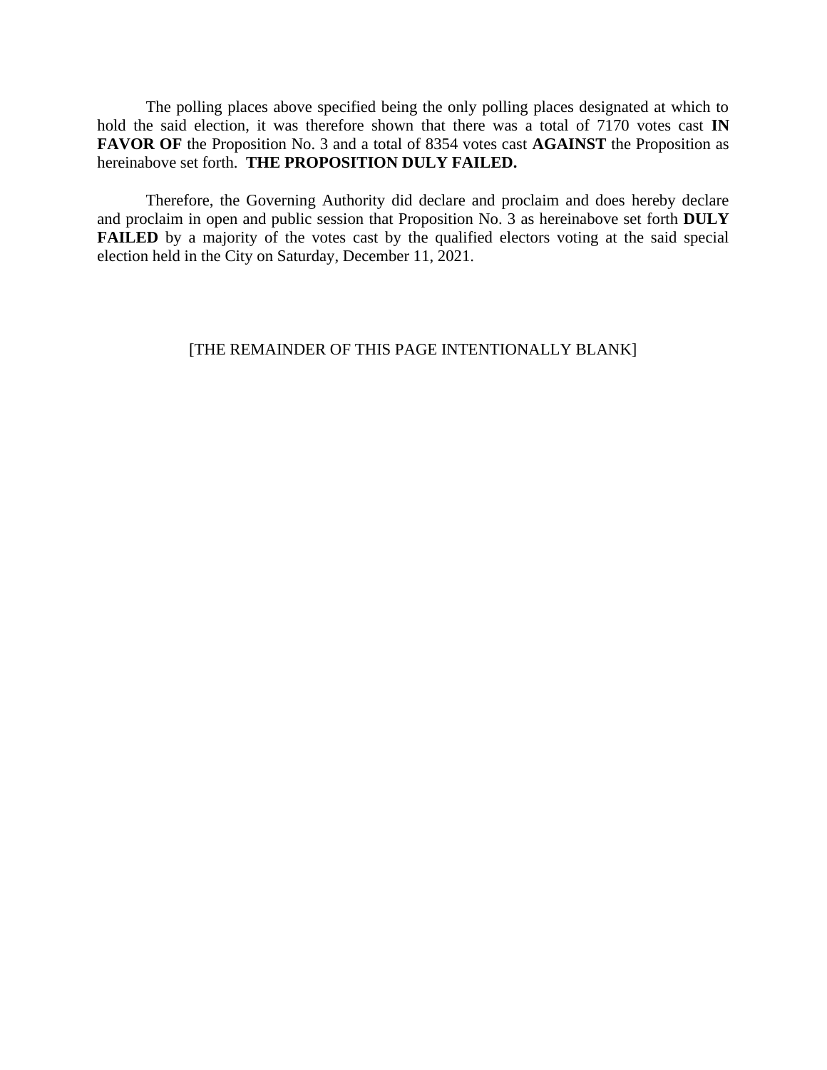The polling places above specified being the only polling places designated at which to hold the said election, it was therefore shown that there was a total of 7170 votes cast **IN FAVOR OF** the Proposition No. 3 and a total of 8354 votes cast **AGAINST** the Proposition as hereinabove set forth. **THE PROPOSITION DULY FAILED.**

Therefore, the Governing Authority did declare and proclaim and does hereby declare and proclaim in open and public session that Proposition No. 3 as hereinabove set forth **DULY FAILED** by a majority of the votes cast by the qualified electors voting at the said special election held in the City on Saturday, December 11, 2021.

[THE REMAINDER OF THIS PAGE INTENTIONALLY BLANK]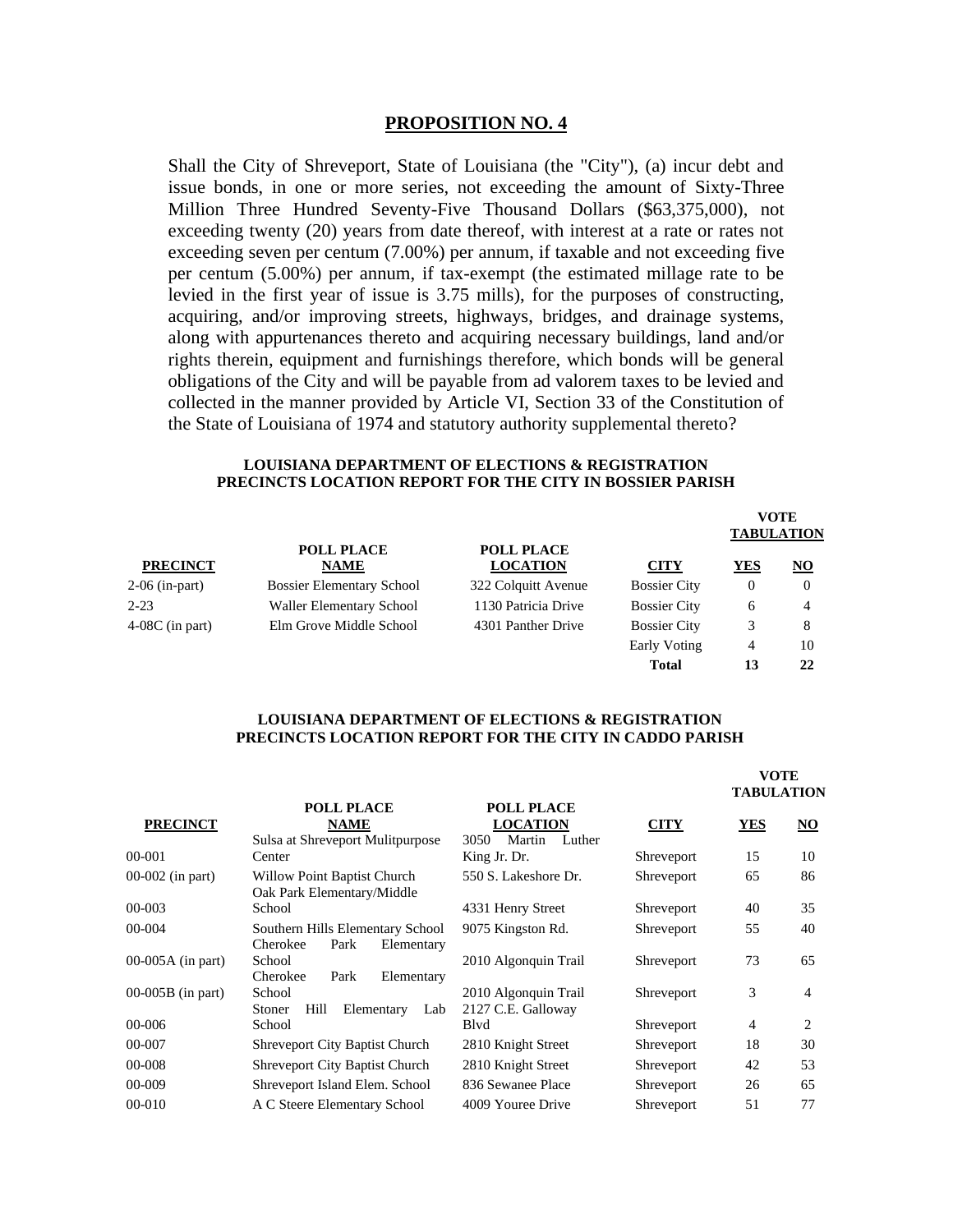## PROPOSITION NO. 4

Shall the City of Shreveport, State of Louisiana (the "City"), (a) incur debt and issue bonds, in one or more series, not exceeding the amount of Sixty-Three Million Three Hundred Seventy-Five Thousand Dollars ($63,375,000), not exceeding twenty (20) years from date thereof, with interest at a rate or rates not exceeding seven per centum (7.00%) per annum, if taxable and not exceeding five per centum (5.00%) per annum, if tax-exempt (the estimated millage rate to be levied in the first year of issue is 3.75 mills), for the purposes of constructing, acquiring, and/or improving streets, highways, bridges, and drainage systems, along with appurtenances thereto and acquiring necessary buildings, land and/or rights therein, equipment and furnishings therefore, which bonds will be general obligations of the City and will be payable from ad valorem taxes to be levied and collected in the manner provided by Article VI, Section 33 of the Constitution of the State of Louisiana of 1974 and statutory authority supplemental thereto?

**LOUISIANA DEPARTMENT OF ELECTIONS & REGISTRATION**
**PRECINCTS LOCATION REPORT FOR THE CITY IN BOSSIER PARISH**

| PRECINCT | POLL PLACE NAME | POLL PLACE LOCATION | CITY | VOTE TABULATION YES | NO |
|---|---|---|---|---|---|
| 2-06 (in-part) | Bossier Elementary School | 322 Colquitt Avenue | Bossier City | 0 | 0 |
| 2-23 | Waller Elementary School | 1130 Patricia Drive | Bossier City | 6 | 4 |
| 4-08C (in part) | Elm Grove Middle School | 4301 Panther Drive | Bossier City | 3 | 8 |
| | | | Early Voting | 4 | 10 |
| | | | **Total** | **13** | **22** |

**LOUISIANA DEPARTMENT OF ELECTIONS & REGISTRATION**
**PRECINCTS LOCATION REPORT FOR THE CITY IN CADDO PARISH**

| PRECINCT | POLL PLACE NAME | POLL PLACE LOCATION | CITY | VOTE TABULATION YES | NO |
|---|---|---|---|---|---|
| 00-001 | Sulsa at Shreveport Mulitpurpose Center | 3050 Martin Luther King Jr. Dr. | Shreveport | 15 | 10 |
| 00-002 (in part) | Willow Point Baptist Church | 550 S. Lakeshore Dr. | Shreveport | 65 | 86 |
| 00-003 | Oak Park Elementary/Middle School | 4331 Henry Street | Shreveport | 40 | 35 |
| 00-004 | Southern Hills Elementary School | 9075 Kingston Rd. | Shreveport | 55 | 40 |
| 00-005A (in part) | Cherokee Park Elementary School | 2010 Algonquin Trail | Shreveport | 73 | 65 |
| 00-005B (in part) | Cherokee Park Elementary School | 2010 Algonquin Trail | Shreveport | 3 | 4 |
| 00-006 | Stoner Hill Elementary Lab School | 2127 C.E. Galloway Blvd | Shreveport | 4 | 2 |
| 00-007 | Shreveport City Baptist Church | 2810 Knight Street | Shreveport | 18 | 30 |
| 00-008 | Shreveport City Baptist Church | 2810 Knight Street | Shreveport | 42 | 53 |
| 00-009 | Shreveport Island Elem. School | 836 Sewanee Place | Shreveport | 26 | 65 |
| 00-010 | A C Steere Elementary School | 4009 Youree Drive | Shreveport | 51 | 77 |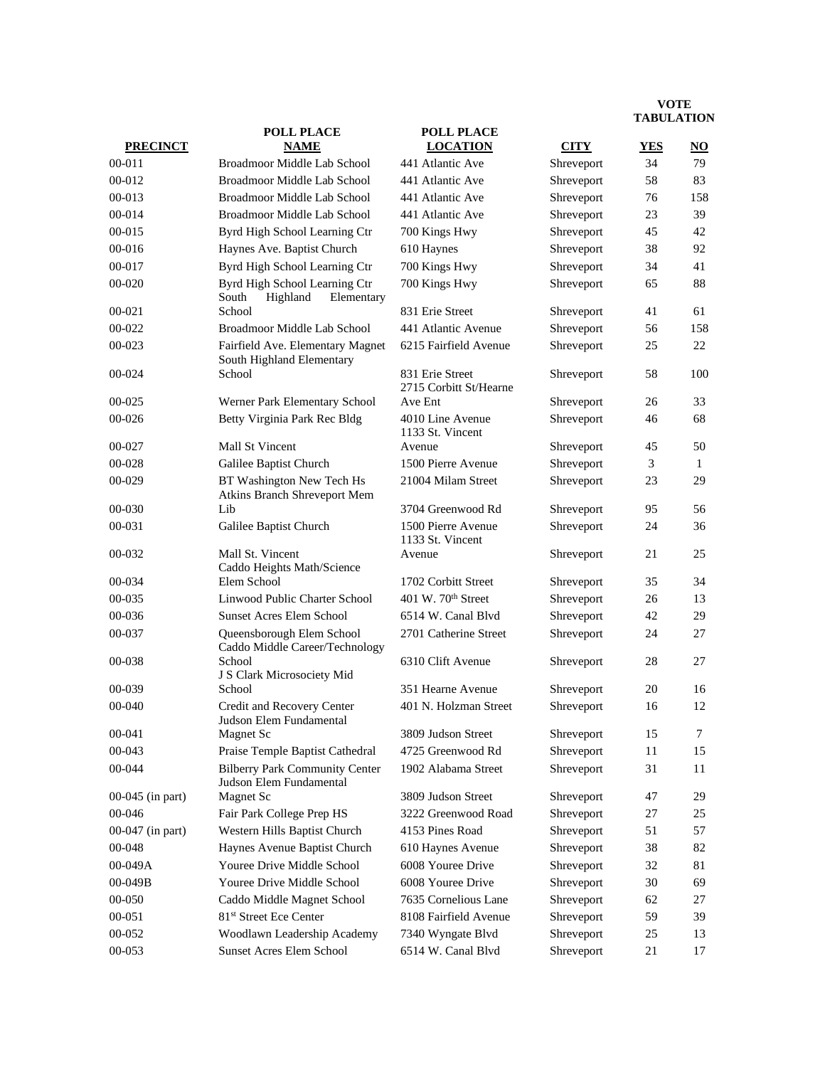| PRECINCT | POLL PLACE NAME | POLL PLACE LOCATION | CITY | VOTE TABULATION YES | NO |
|---|---|---|---|---|---|
| 00-011 | Broadmoor Middle Lab School | 441 Atlantic Ave | Shreveport | 34 | 79 |
| 00-012 | Broadmoor Middle Lab School | 441 Atlantic Ave | Shreveport | 58 | 83 |
| 00-013 | Broadmoor Middle Lab School | 441 Atlantic Ave | Shreveport | 76 | 158 |
| 00-014 | Broadmoor Middle Lab School | 441 Atlantic Ave | Shreveport | 23 | 39 |
| 00-015 | Byrd High School Learning Ctr | 700 Kings Hwy | Shreveport | 45 | 42 |
| 00-016 | Haynes Ave. Baptist Church | 610 Haynes | Shreveport | 38 | 92 |
| 00-017 | Byrd High School Learning Ctr | 700 Kings Hwy | Shreveport | 34 | 41 |
| 00-020 | Byrd High School Learning Ctr | 700 Kings Hwy | Shreveport | 65 | 88 |
| 00-021 | South Highland Elementary School | 831 Erie Street | Shreveport | 41 | 61 |
| 00-022 | Broadmoor Middle Lab School | 441 Atlantic Avenue | Shreveport | 56 | 158 |
| 00-023 | Fairfield Ave. Elementary Magnet | 6215 Fairfield Avenue | Shreveport | 25 | 22 |
| 00-024 | South Highland Elementary School | 831 Erie Street | Shreveport | 58 | 100 |
| 00-025 | Werner Park Elementary School | 2715 Corbitt St/Hearne Ave Ent | Shreveport | 26 | 33 |
| 00-026 | Betty Virginia Park Rec Bldg | 4010 Line Avenue | Shreveport | 46 | 68 |
| 00-027 | Mall St Vincent | 1133 St. Vincent Avenue | Shreveport | 45 | 50 |
| 00-028 | Galilee Baptist Church | 1500 Pierre Avenue | Shreveport | 3 | 1 |
| 00-029 | BT Washington New Tech Hs | 21004 Milam Street | Shreveport | 23 | 29 |
| 00-030 | Atkins Branch Shreveport Mem Lib | 3704 Greenwood Rd | Shreveport | 95 | 56 |
| 00-031 | Galilee Baptist Church | 1500 Pierre Avenue | Shreveport | 24 | 36 |
| 00-032 | Mall St. Vincent | 1133 St. Vincent Avenue | Shreveport | 21 | 25 |
| 00-034 | Caddo Heights Math/Science Elem School | 1702 Corbitt Street | Shreveport | 35 | 34 |
| 00-035 | Linwood Public Charter School | 401 W. 70th Street | Shreveport | 26 | 13 |
| 00-036 | Sunset Acres Elem School | 6514 W. Canal Blvd | Shreveport | 42 | 29 |
| 00-037 | Queensborough Elem School | 2701 Catherine Street | Shreveport | 24 | 27 |
| 00-038 | Caddo Middle Career/Technology School | 6310 Clift Avenue | Shreveport | 28 | 27 |
| 00-039 | J S Clark Microsociety Mid School | 351 Hearne Avenue | Shreveport | 20 | 16 |
| 00-040 | Credit and Recovery Center | 401 N. Holzman Street | Shreveport | 16 | 12 |
| 00-041 | Judson Elem Fundamental Magnet Sc | 3809 Judson Street | Shreveport | 15 | 7 |
| 00-043 | Praise Temple Baptist Cathedral | 4725 Greenwood Rd | Shreveport | 11 | 15 |
| 00-044 | Bilberry Park Community Center | 1902 Alabama Street | Shreveport | 31 | 11 |
| 00-045 (in part) | Judson Elem Fundamental Magnet Sc | 3809 Judson Street | Shreveport | 47 | 29 |
| 00-046 | Fair Park College Prep HS | 3222 Greenwood Road | Shreveport | 27 | 25 |
| 00-047 (in part) | Western Hills Baptist Church | 4153 Pines Road | Shreveport | 51 | 57 |
| 00-048 | Haynes Avenue Baptist Church | 610 Haynes Avenue | Shreveport | 38 | 82 |
| 00-049A | Youree Drive Middle School | 6008 Youree Drive | Shreveport | 32 | 81 |
| 00-049B | Youree Drive Middle School | 6008 Youree Drive | Shreveport | 30 | 69 |
| 00-050 | Caddo Middle Magnet School | 7635 Cornelious Lane | Shreveport | 62 | 27 |
| 00-051 | 81st Street Ece Center | 8108 Fairfield Avenue | Shreveport | 59 | 39 |
| 00-052 | Woodlawn Leadership Academy | 7340 Wyngate Blvd | Shreveport | 25 | 13 |
| 00-053 | Sunset Acres Elem School | 6514 W. Canal Blvd | Shreveport | 21 | 17 |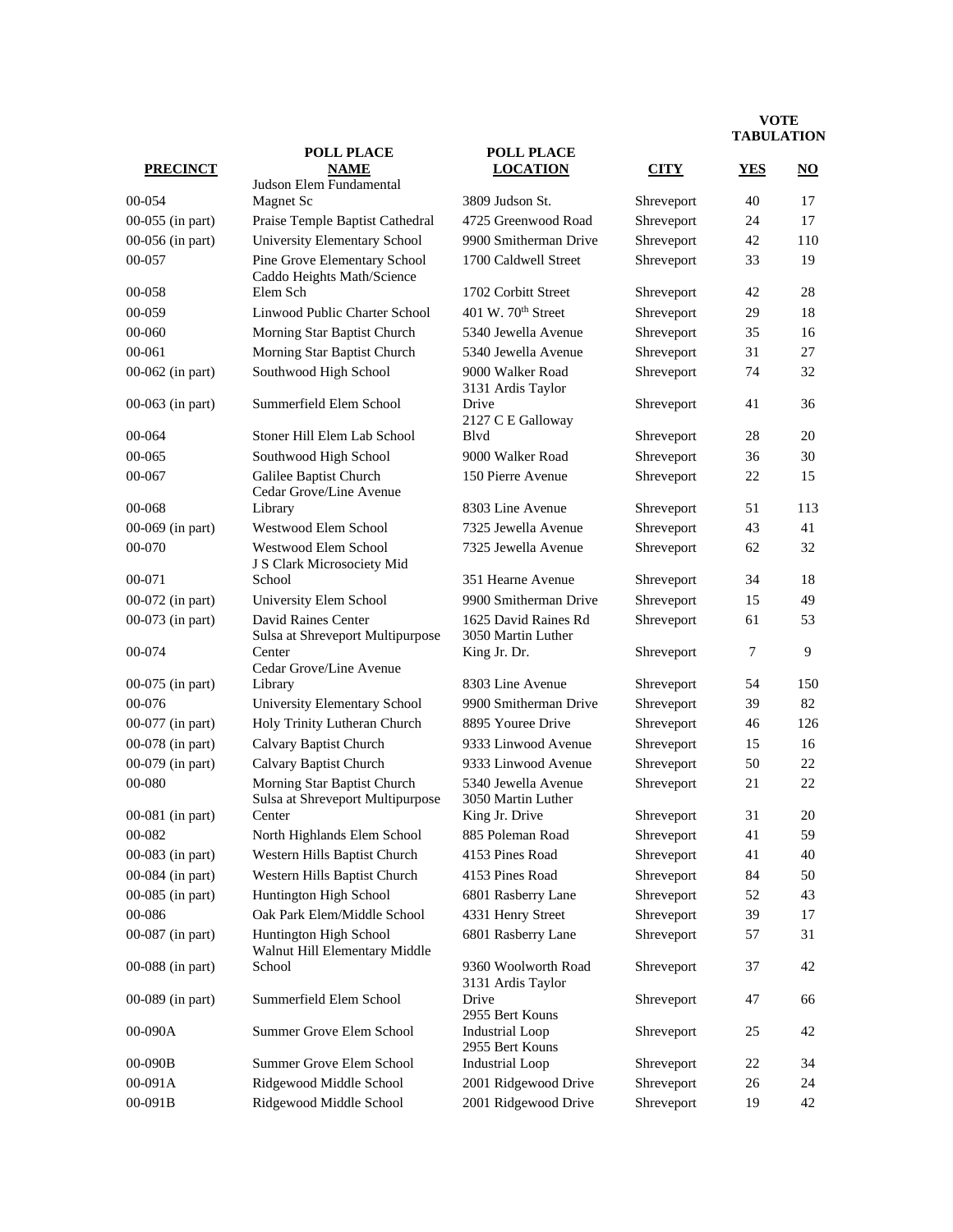| PRECINCT | POLL PLACE NAME | POLL PLACE LOCATION | CITY | VOTE TABULATION YES | NO |
|---|---|---|---|---|---|
| 00-054 | Judson Elem Fundamental Magnet Sc | 3809 Judson St. | Shreveport | 40 | 17 |
| 00-055 (in part) | Praise Temple Baptist Cathedral | 4725 Greenwood Road | Shreveport | 24 | 17 |
| 00-056 (in part) | University Elementary School | 9900 Smitherman Drive | Shreveport | 42 | 110 |
| 00-057 | Pine Grove Elementary School | 1700 Caldwell Street | Shreveport | 33 | 19 |
| 00-058 | Caddo Heights Math/Science Elem Sch | 1702 Corbitt Street | Shreveport | 42 | 28 |
| 00-059 | Linwood Public Charter School | 401 W. 70th Street | Shreveport | 29 | 18 |
| 00-060 | Morning Star Baptist Church | 5340 Jewella Avenue | Shreveport | 35 | 16 |
| 00-061 | Morning Star Baptist Church | 5340 Jewella Avenue | Shreveport | 31 | 27 |
| 00-062 (in part) | Southwood High School | 9000 Walker Road | Shreveport | 74 | 32 |
| 00-063 (in part) | Summerfield Elem School | 3131 Ardis Taylor Drive | Shreveport | 41 | 36 |
| 00-064 | Stoner Hill Elem Lab School | 2127 C E Galloway Blvd | Shreveport | 28 | 20 |
| 00-065 | Southwood High School | 9000 Walker Road | Shreveport | 36 | 30 |
| 00-067 | Galilee Baptist Church | 150 Pierre Avenue | Shreveport | 22 | 15 |
| 00-068 | Cedar Grove/Line Avenue Library | 8303 Line Avenue | Shreveport | 51 | 113 |
| 00-069 (in part) | Westwood Elem School | 7325 Jewella Avenue | Shreveport | 43 | 41 |
| 00-070 | Westwood Elem School | 7325 Jewella Avenue | Shreveport | 62 | 32 |
| 00-071 | J S Clark Microsociety Mid School | 351 Hearne Avenue | Shreveport | 34 | 18 |
| 00-072 (in part) | University Elem School | 9900 Smitherman Drive | Shreveport | 15 | 49 |
| 00-073 (in part) | David Raines Center | 1625 David Raines Rd | Shreveport | 61 | 53 |
| 00-074 | Sulsa at Shreveport Multipurpose Center | 3050 Martin Luther King Jr. Dr. | Shreveport | 7 | 9 |
| 00-075 (in part) | Cedar Grove/Line Avenue Library | 8303 Line Avenue | Shreveport | 54 | 150 |
| 00-076 | University Elementary School | 9900 Smitherman Drive | Shreveport | 39 | 82 |
| 00-077 (in part) | Holy Trinity Lutheran Church | 8895 Youree Drive | Shreveport | 46 | 126 |
| 00-078 (in part) | Calvary Baptist Church | 9333 Linwood Avenue | Shreveport | 15 | 16 |
| 00-079 (in part) | Calvary Baptist Church | 9333 Linwood Avenue | Shreveport | 50 | 22 |
| 00-080 | Morning Star Baptist Church | 5340 Jewella Avenue | Shreveport | 21 | 22 |
| 00-081 (in part) | Sulsa at Shreveport Multipurpose Center | 3050 Martin Luther King Jr. Drive | Shreveport | 31 | 20 |
| 00-082 | North Highlands Elem School | 885 Poleman Road | Shreveport | 41 | 59 |
| 00-083 (in part) | Western Hills Baptist Church | 4153 Pines Road | Shreveport | 41 | 40 |
| 00-084 (in part) | Western Hills Baptist Church | 4153 Pines Road | Shreveport | 84 | 50 |
| 00-085 (in part) | Huntington High School | 6801 Rasberry Lane | Shreveport | 52 | 43 |
| 00-086 | Oak Park Elem/Middle School | 4331 Henry Street | Shreveport | 39 | 17 |
| 00-087 (in part) | Huntington High School | 6801 Rasberry Lane | Shreveport | 57 | 31 |
| 00-088 (in part) | Walnut Hill Elementary Middle School | 9360 Woolworth Road | Shreveport | 37 | 42 |
| 00-089 (in part) | Summerfield Elem School | 3131 Ardis Taylor Drive | Shreveport | 47 | 66 |
| 00-090A | Summer Grove Elem School | 2955 Bert Kouns Industrial Loop | Shreveport | 25 | 42 |
| 00-090B | Summer Grove Elem School | 2955 Bert Kouns Industrial Loop | Shreveport | 22 | 34 |
| 00-091A | Ridgewood Middle School | 2001 Ridgewood Drive | Shreveport | 26 | 24 |
| 00-091B | Ridgewood Middle School | 2001 Ridgewood Drive | Shreveport | 19 | 42 |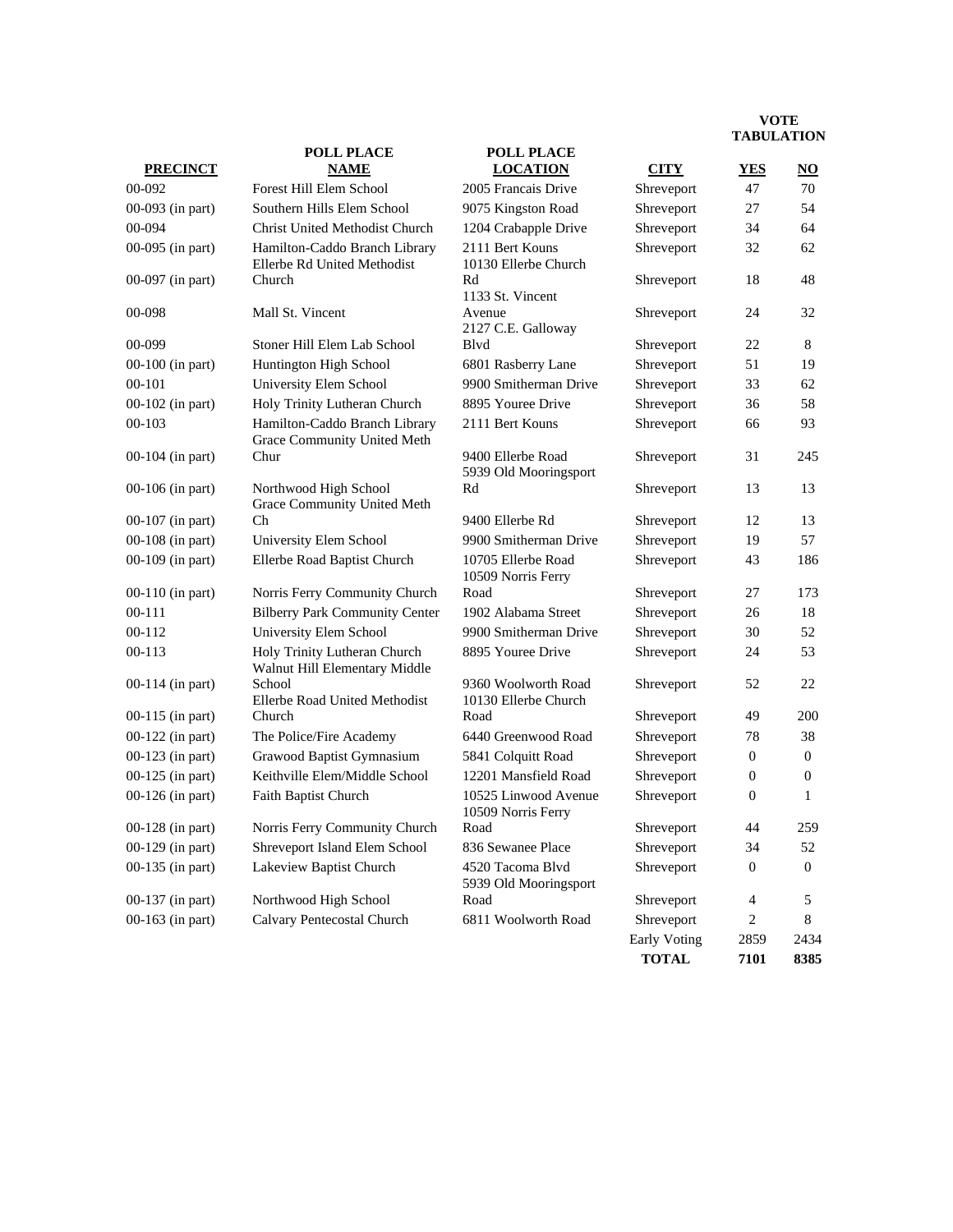| PRECINCT | POLL PLACE NAME | POLL PLACE LOCATION | CITY | VOTE TABULATION YES | NO |
|---|---|---|---|---|---|
| 00-092 | Forest Hill Elem School | 2005 Francais Drive | Shreveport | 47 | 70 |
| 00-093 (in part) | Southern Hills Elem School | 9075 Kingston Road | Shreveport | 27 | 54 |
| 00-094 | Christ United Methodist Church | 1204 Crabapple Drive | Shreveport | 34 | 64 |
| 00-095 (in part) | Hamilton-Caddo Branch Library | 2111 Bert Kouns | Shreveport | 32 | 62 |
| 00-097 (in part) | Ellerbe Rd United Methodist Church | 10130 Ellerbe Church Rd | Shreveport | 18 | 48 |
| 00-098 | Mall St. Vincent | 1133 St. Vincent Avenue | Shreveport | 24 | 32 |
| 00-099 | Stoner Hill Elem Lab School | 2127 C.E. Galloway Blvd | Shreveport | 22 | 8 |
| 00-100 (in part) | Huntington High School | 6801 Rasberry Lane | Shreveport | 51 | 19 |
| 00-101 | University Elem School | 9900 Smitherman Drive | Shreveport | 33 | 62 |
| 00-102 (in part) | Holy Trinity Lutheran Church | 8895 Youree Drive | Shreveport | 36 | 58 |
| 00-103 | Hamilton-Caddo Branch Library | 2111 Bert Kouns | Shreveport | 66 | 93 |
| 00-104 (in part) | Grace Community United Meth Chur | 9400 Ellerbe Road | Shreveport | 31 | 245 |
| 00-106 (in part) | Northwood High School | 5939 Old Mooringsport Rd | Shreveport | 13 | 13 |
| 00-107 (in part) | Grace Community United Meth Ch | 9400 Ellerbe Rd | Shreveport | 12 | 13 |
| 00-108 (in part) | University Elem School | 9900 Smitherman Drive | Shreveport | 19 | 57 |
| 00-109 (in part) | Ellerbe Road Baptist Church | 10705 Ellerbe Road | Shreveport | 43 | 186 |
| 00-110 (in part) | Norris Ferry Community Church | 10509 Norris Ferry Road | Shreveport | 27 | 173 |
| 00-111 | Bilberry Park Community Center | 1902 Alabama Street | Shreveport | 26 | 18 |
| 00-112 | University Elem School | 9900 Smitherman Drive | Shreveport | 30 | 52 |
| 00-113 | Holy Trinity Lutheran Church | 8895 Youree Drive | Shreveport | 24 | 53 |
| 00-114 (in part) | Walnut Hill Elementary Middle School | 9360 Woolworth Road | Shreveport | 52 | 22 |
| 00-115 (in part) | Ellerbe Road United Methodist Church | 10130 Ellerbe Church Road | Shreveport | 49 | 200 |
| 00-122 (in part) | The Police/Fire Academy | 6440 Greenwood Road | Shreveport | 78 | 38 |
| 00-123 (in part) | Grawood Baptist Gymnasium | 5841 Colquitt Road | Shreveport | 0 | 0 |
| 00-125 (in part) | Keithville Elem/Middle School | 12201 Mansfield Road | Shreveport | 0 | 0 |
| 00-126 (in part) | Faith Baptist Church | 10525 Linwood Avenue | Shreveport | 0 | 1 |
| 00-128 (in part) | Norris Ferry Community Church | 10509 Norris Ferry Road | Shreveport | 44 | 259 |
| 00-129 (in part) | Shreveport Island Elem School | 836 Sewanee Place | Shreveport | 34 | 52 |
| 00-135 (in part) | Lakeview Baptist Church | 4520 Tacoma Blvd | Shreveport | 0 | 0 |
| 00-137 (in part) | Northwood High School | 5939 Old Mooringsport Road | Shreveport | 4 | 5 |
| 00-163 (in part) | Calvary Pentecostal Church | 6811 Woolworth Road | Shreveport | 2 | 8 |
| | | | Early Voting | 2859 | 2434 |
| | | | **TOTAL** | **7101** | **8385** |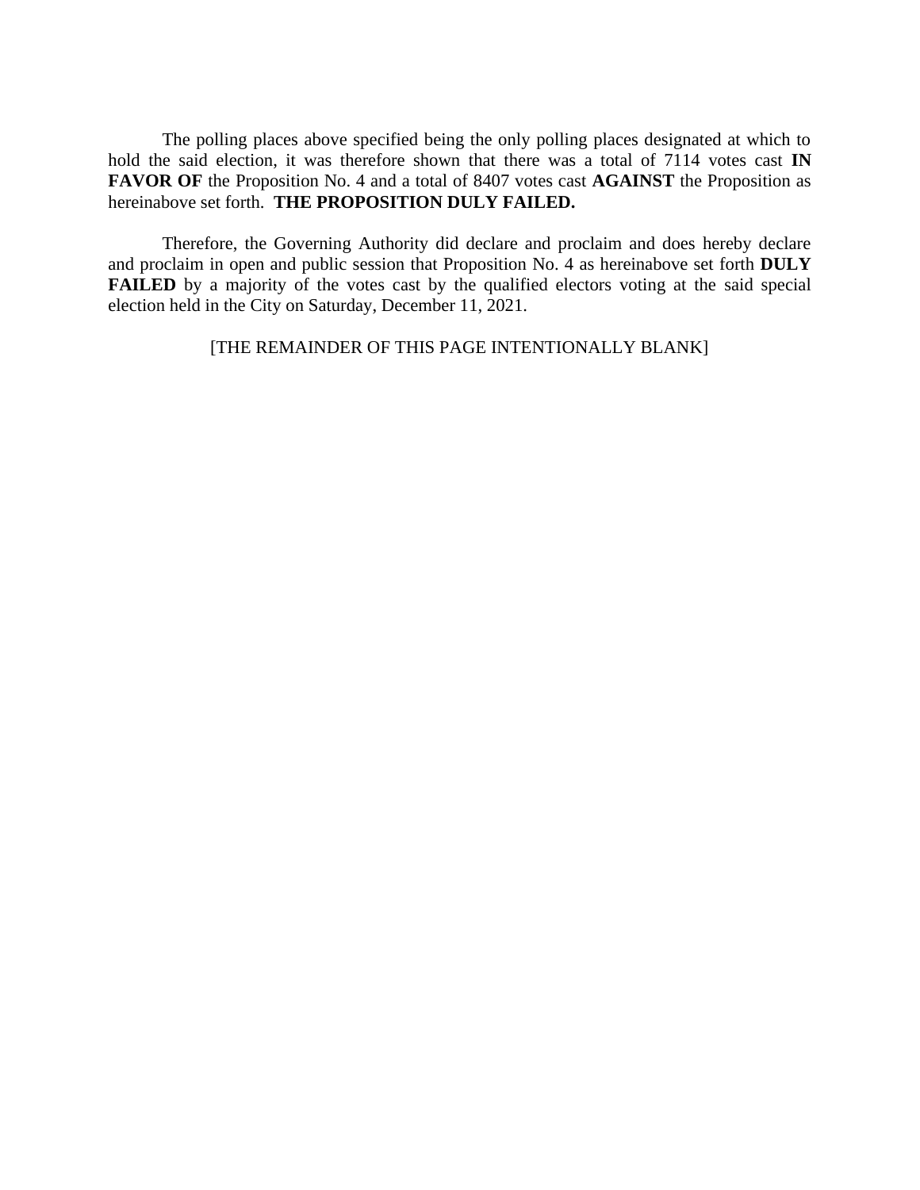The polling places above specified being the only polling places designated at which to hold the said election, it was therefore shown that there was a total of 7114 votes cast **IN FAVOR OF** the Proposition No. 4 and a total of 8407 votes cast **AGAINST** the Proposition as hereinabove set forth. **THE PROPOSITION DULY FAILED.**

Therefore, the Governing Authority did declare and proclaim and does hereby declare and proclaim in open and public session that Proposition No. 4 as hereinabove set forth **DULY FAILED** by a majority of the votes cast by the qualified electors voting at the said special election held in the City on Saturday, December 11, 2021.

[THE REMAINDER OF THIS PAGE INTENTIONALLY BLANK]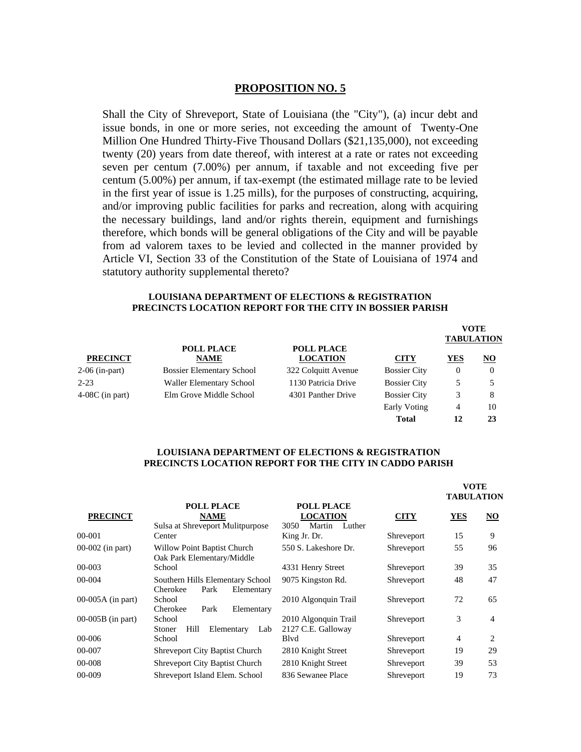## PROPOSITION NO. 5

Shall the City of Shreveport, State of Louisiana (the "City"), (a) incur debt and issue bonds, in one or more series, not exceeding the amount of Twenty-One Million One Hundred Thirty-Five Thousand Dollars ($21,135,000), not exceeding twenty (20) years from date thereof, with interest at a rate or rates not exceeding seven per centum (7.00%) per annum, if taxable and not exceeding five per centum (5.00%) per annum, if tax-exempt (the estimated millage rate to be levied in the first year of issue is 1.25 mills), for the purposes of constructing, acquiring, and/or improving public facilities for parks and recreation, along with acquiring the necessary buildings, land and/or rights therein, equipment and furnishings therefore, which bonds will be general obligations of the City and will be payable from ad valorem taxes to be levied and collected in the manner provided by Article VI, Section 33 of the Constitution of the State of Louisiana of 1974 and statutory authority supplemental thereto?

**LOUISIANA DEPARTMENT OF ELECTIONS & REGISTRATION**
**PRECINCTS LOCATION REPORT FOR THE CITY IN BOSSIER PARISH**

| | | | | VOTE TABULATION | |
|---|---|---|---|---|---|
| **PRECINCT** | **POLL PLACE NAME** | **POLL PLACE LOCATION** | **CITY** | **YES** | **NO** |
| 2-06 (in-part) | Bossier Elementary School | 322 Colquitt Avenue | Bossier City | 0 | 0 |
| 2-23 | Waller Elementary School | 1130 Patricia Drive | Bossier City | 5 | 5 |
| 4-08C (in part) | Elm Grove Middle School | 4301 Panther Drive | Bossier City | 3 | 8 |
| | | | Early Voting | 4 | 10 |
| | | | **Total** | **12** | **23** |

**LOUISIANA DEPARTMENT OF ELECTIONS & REGISTRATION**
**PRECINCTS LOCATION REPORT FOR THE CITY IN CADDO PARISH**

| | | | | VOTE TABULATION | |
|---|---|---|---|---|---|
| **PRECINCT** | **POLL PLACE NAME** | **POLL PLACE LOCATION** | **CITY** | **YES** | **NO** |
| 00-001 | Sulsa at Shreveport Mulitpurpose Center | 3050 Martin Luther King Jr. Dr. | Shreveport | 15 | 9 |
| 00-002 (in part) | Willow Point Baptist Church | 550 S. Lakeshore Dr. | Shreveport | 55 | 96 |
| 00-003 | Oak Park Elementary/Middle School | 4331 Henry Street | Shreveport | 39 | 35 |
| 00-004 | Southern Hills Elementary School | 9075 Kingston Rd. | Shreveport | 48 | 47 |
| 00-005A (in part) | Cherokee Park Elementary School | 2010 Algonquin Trail | Shreveport | 72 | 65 |
| 00-005B (in part) | Cherokee Park Elementary School | 2010 Algonquin Trail | Shreveport | 3 | 4 |
| 00-006 | Stoner Hill Elementary Lab School | 2127 C.E. Galloway Blvd | Shreveport | 4 | 2 |
| 00-007 | Shreveport City Baptist Church | 2810 Knight Street | Shreveport | 19 | 29 |
| 00-008 | Shreveport City Baptist Church | 2810 Knight Street | Shreveport | 39 | 53 |
| 00-009 | Shreveport Island Elem. School | 836 Sewanee Place | Shreveport | 19 | 73 |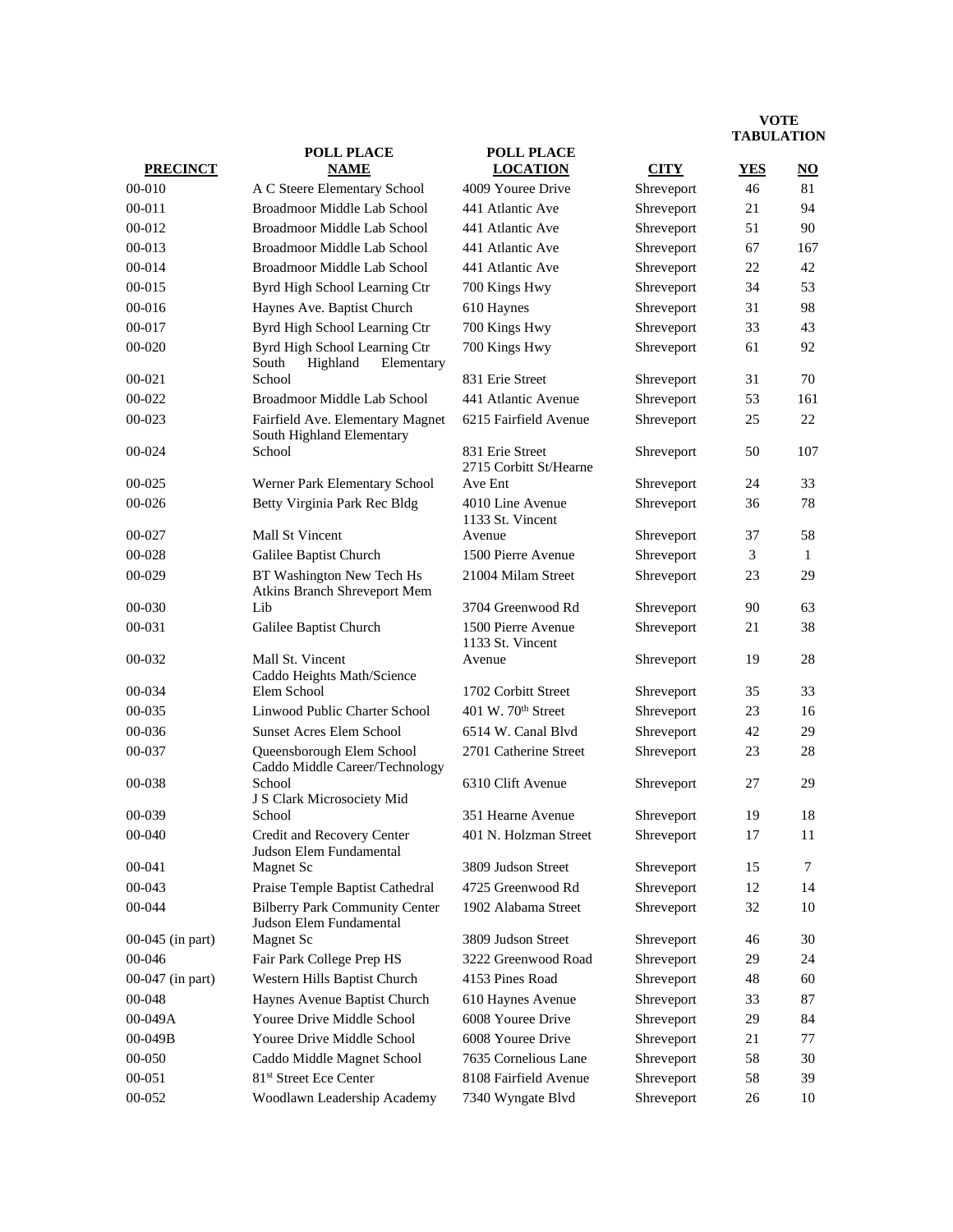| PRECINCT | POLL PLACE NAME | POLL PLACE LOCATION | CITY | VOTE TABULATION YES | NO |
|---|---|---|---|---|---|
| 00-010 | A C Steere Elementary School | 4009 Youree Drive | Shreveport | 46 | 81 |
| 00-011 | Broadmoor Middle Lab School | 441 Atlantic Ave | Shreveport | 21 | 94 |
| 00-012 | Broadmoor Middle Lab School | 441 Atlantic Ave | Shreveport | 51 | 90 |
| 00-013 | Broadmoor Middle Lab School | 441 Atlantic Ave | Shreveport | 67 | 167 |
| 00-014 | Broadmoor Middle Lab School | 441 Atlantic Ave | Shreveport | 22 | 42 |
| 00-015 | Byrd High School Learning Ctr | 700 Kings Hwy | Shreveport | 34 | 53 |
| 00-016 | Haynes Ave. Baptist Church | 610 Haynes | Shreveport | 31 | 98 |
| 00-017 | Byrd High School Learning Ctr | 700 Kings Hwy | Shreveport | 33 | 43 |
| 00-020 | Byrd High School Learning Ctr | 700 Kings Hwy | Shreveport | 61 | 92 |
| 00-021 | South Highland Elementary School | 831 Erie Street | Shreveport | 31 | 70 |
| 00-022 | Broadmoor Middle Lab School | 441 Atlantic Avenue | Shreveport | 53 | 161 |
| 00-023 | Fairfield Ave. Elementary Magnet | 6215 Fairfield Avenue | Shreveport | 25 | 22 |
| 00-024 | South Highland Elementary School | 831 Erie Street | Shreveport | 50 | 107 |
| 00-025 | Werner Park Elementary School | 2715 Corbitt St/Hearne Ave Ent | Shreveport | 24 | 33 |
| 00-026 | Betty Virginia Park Rec Bldg | 4010 Line Avenue | Shreveport | 36 | 78 |
| 00-027 | Mall St Vincent | 1133 St. Vincent Avenue | Shreveport | 37 | 58 |
| 00-028 | Galilee Baptist Church | 1500 Pierre Avenue | Shreveport | 3 | 1 |
| 00-029 | BT Washington New Tech Hs | 21004 Milam Street | Shreveport | 23 | 29 |
| 00-030 | Atkins Branch Shreveport Mem Lib | 3704 Greenwood Rd | Shreveport | 90 | 63 |
| 00-031 | Galilee Baptist Church | 1500 Pierre Avenue | Shreveport | 21 | 38 |
| 00-032 | Mall St. Vincent | 1133 St. Vincent Avenue | Shreveport | 19 | 28 |
| 00-034 | Caddo Heights Math/Science Elem School | 1702 Corbitt Street | Shreveport | 35 | 33 |
| 00-035 | Linwood Public Charter School | 401 W. 70th Street | Shreveport | 23 | 16 |
| 00-036 | Sunset Acres Elem School | 6514 W. Canal Blvd | Shreveport | 42 | 29 |
| 00-037 | Queensborough Elem School | 2701 Catherine Street | Shreveport | 23 | 28 |
| 00-038 | Caddo Middle Career/Technology School | 6310 Clift Avenue | Shreveport | 27 | 29 |
| 00-039 | J S Clark Microsociety Mid School | 351 Hearne Avenue | Shreveport | 19 | 18 |
| 00-040 | Credit and Recovery Center | 401 N. Holzman Street | Shreveport | 17 | 11 |
| 00-041 | Judson Elem Fundamental Magnet Sc | 3809 Judson Street | Shreveport | 15 | 7 |
| 00-043 | Praise Temple Baptist Cathedral | 4725 Greenwood Rd | Shreveport | 12 | 14 |
| 00-044 | Bilberry Park Community Center | 1902 Alabama Street | Shreveport | 32 | 10 |
| 00-045 (in part) | Judson Elem Fundamental Magnet Sc | 3809 Judson Street | Shreveport | 46 | 30 |
| 00-046 | Fair Park College Prep HS | 3222 Greenwood Road | Shreveport | 29 | 24 |
| 00-047 (in part) | Western Hills Baptist Church | 4153 Pines Road | Shreveport | 48 | 60 |
| 00-048 | Haynes Avenue Baptist Church | 610 Haynes Avenue | Shreveport | 33 | 87 |
| 00-049A | Youree Drive Middle School | 6008 Youree Drive | Shreveport | 29 | 84 |
| 00-049B | Youree Drive Middle School | 6008 Youree Drive | Shreveport | 21 | 77 |
| 00-050 | Caddo Middle Magnet School | 7635 Cornelious Lane | Shreveport | 58 | 30 |
| 00-051 | 81st Street Ece Center | 8108 Fairfield Avenue | Shreveport | 58 | 39 |
| 00-052 | Woodlawn Leadership Academy | 7340 Wyngate Blvd | Shreveport | 26 | 10 |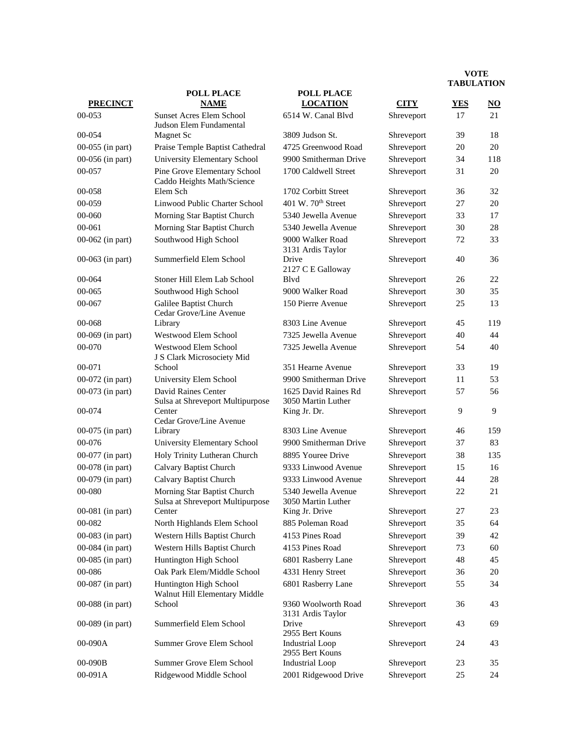| PRECINCT | POLL PLACE NAME | POLL PLACE LOCATION | CITY | VOTE TABULATION YES | NO |
|---|---|---|---|---|---|
| 00-053 | Sunset Acres Elem School | 6514 W. Canal Blvd | Shreveport | 17 | 21 |
| 00-054 | Judson Elem Fundamental Magnet Sc | 3809 Judson St. | Shreveport | 39 | 18 |
| 00-055 (in part) | Praise Temple Baptist Cathedral | 4725 Greenwood Road | Shreveport | 20 | 20 |
| 00-056 (in part) | University Elementary School | 9900 Smitherman Drive | Shreveport | 34 | 118 |
| 00-057 | Pine Grove Elementary School | 1700 Caldwell Street | Shreveport | 31 | 20 |
| 00-058 | Caddo Heights Math/Science Elem Sch | 1702 Corbitt Street | Shreveport | 36 | 32 |
| 00-059 | Linwood Public Charter School | 401 W. 70th Street | Shreveport | 27 | 20 |
| 00-060 | Morning Star Baptist Church | 5340 Jewella Avenue | Shreveport | 33 | 17 |
| 00-061 | Morning Star Baptist Church | 5340 Jewella Avenue | Shreveport | 30 | 28 |
| 00-062 (in part) | Southwood High School | 9000 Walker Road | Shreveport | 72 | 33 |
| 00-063 (in part) | Summerfield Elem School | 3131 Ardis Taylor Drive | Shreveport | 40 | 36 |
| 00-064 | Stoner Hill Elem Lab School | 2127 C E Galloway Blvd | Shreveport | 26 | 22 |
| 00-065 | Southwood High School | 9000 Walker Road | Shreveport | 30 | 35 |
| 00-067 | Galilee Baptist Church | 150 Pierre Avenue | Shreveport | 25 | 13 |
| 00-068 | Cedar Grove/Line Avenue Library | 8303 Line Avenue | Shreveport | 45 | 119 |
| 00-069 (in part) | Westwood Elem School | 7325 Jewella Avenue | Shreveport | 40 | 44 |
| 00-070 | Westwood Elem School | 7325 Jewella Avenue | Shreveport | 54 | 40 |
| 00-071 | J S Clark Microsociety Mid School | 351 Hearne Avenue | Shreveport | 33 | 19 |
| 00-072 (in part) | University Elem School | 9900 Smitherman Drive | Shreveport | 11 | 53 |
| 00-073 (in part) | David Raines Center | 1625 David Raines Rd | Shreveport | 57 | 56 |
| 00-074 | Sulsa at Shreveport Multipurpose Center | 3050 Martin Luther King Jr. Dr. | Shreveport | 9 | 9 |
| 00-075 (in part) | Cedar Grove/Line Avenue Library | 8303 Line Avenue | Shreveport | 46 | 159 |
| 00-076 | University Elementary School | 9900 Smitherman Drive | Shreveport | 37 | 83 |
| 00-077 (in part) | Holy Trinity Lutheran Church | 8895 Youree Drive | Shreveport | 38 | 135 |
| 00-078 (in part) | Calvary Baptist Church | 9333 Linwood Avenue | Shreveport | 15 | 16 |
| 00-079 (in part) | Calvary Baptist Church | 9333 Linwood Avenue | Shreveport | 44 | 28 |
| 00-080 | Morning Star Baptist Church | 5340 Jewella Avenue | Shreveport | 22 | 21 |
| 00-081 (in part) | Sulsa at Shreveport Multipurpose Center | 3050 Martin Luther King Jr. Drive | Shreveport | 27 | 23 |
| 00-082 | North Highlands Elem School | 885 Poleman Road | Shreveport | 35 | 64 |
| 00-083 (in part) | Western Hills Baptist Church | 4153 Pines Road | Shreveport | 39 | 42 |
| 00-084 (in part) | Western Hills Baptist Church | 4153 Pines Road | Shreveport | 73 | 60 |
| 00-085 (in part) | Huntington High School | 6801 Rasberry Lane | Shreveport | 48 | 45 |
| 00-086 | Oak Park Elem/Middle School | 4331 Henry Street | Shreveport | 36 | 20 |
| 00-087 (in part) | Huntington High School | 6801 Rasberry Lane | Shreveport | 55 | 34 |
| 00-088 (in part) | Walnut Hill Elementary Middle School | 9360 Woolworth Road | Shreveport | 36 | 43 |
| 00-089 (in part) | Summerfield Elem School | 3131 Ardis Taylor Drive | Shreveport | 43 | 69 |
| 00-090A | Summer Grove Elem School | 2955 Bert Kouns Industrial Loop | Shreveport | 24 | 43 |
| 00-090B | Summer Grove Elem School | 2955 Bert Kouns Industrial Loop | Shreveport | 23 | 35 |
| 00-091A | Ridgewood Middle School | 2001 Ridgewood Drive | Shreveport | 25 | 24 |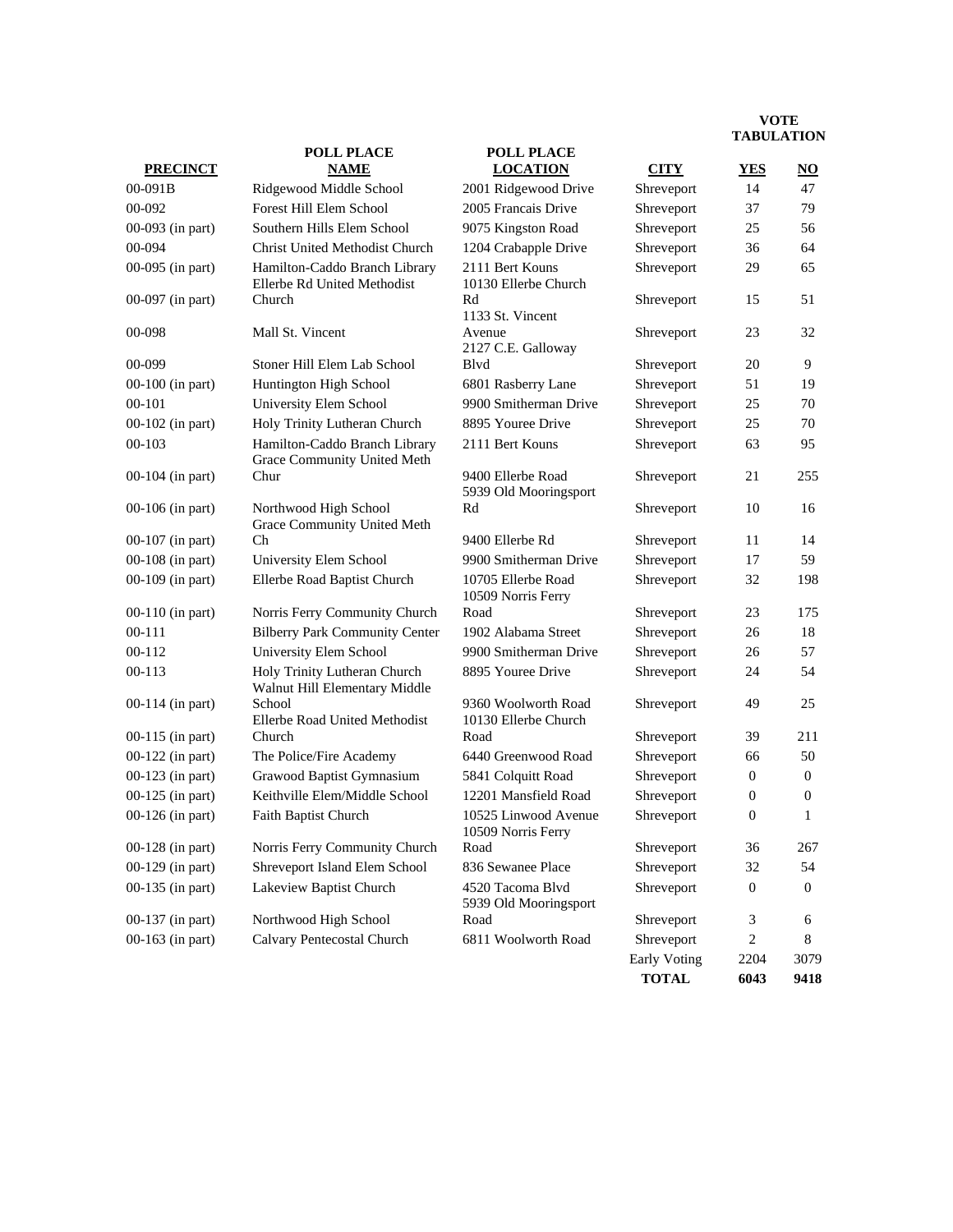| PRECINCT | POLL PLACE NAME | POLL PLACE LOCATION | CITY | VOTE TABULATION YES | NO |
|---|---|---|---|---|---|
| 00-091B | Ridgewood Middle School | 2001 Ridgewood Drive | Shreveport | 14 | 47 |
| 00-092 | Forest Hill Elem School | 2005 Francais Drive | Shreveport | 37 | 79 |
| 00-093 (in part) | Southern Hills Elem School | 9075 Kingston Road | Shreveport | 25 | 56 |
| 00-094 | Christ United Methodist Church | 1204 Crabapple Drive | Shreveport | 36 | 64 |
| 00-095 (in part) | Hamilton-Caddo Branch Library | 2111 Bert Kouns | Shreveport | 29 | 65 |
| 00-097 (in part) | Ellerbe Rd United Methodist Church | 10130 Ellerbe Church Rd | Shreveport | 15 | 51 |
| 00-098 | Mall St. Vincent | 1133 St. Vincent Avenue | Shreveport | 23 | 32 |
| 00-099 | Stoner Hill Elem Lab School | 2127 C.E. Galloway Blvd | Shreveport | 20 | 9 |
| 00-100 (in part) | Huntington High School | 6801 Rasberry Lane | Shreveport | 51 | 19 |
| 00-101 | University Elem School | 9900 Smitherman Drive | Shreveport | 25 | 70 |
| 00-102 (in part) | Holy Trinity Lutheran Church | 8895 Youree Drive | Shreveport | 25 | 70 |
| 00-103 | Hamilton-Caddo Branch Library | 2111 Bert Kouns | Shreveport | 63 | 95 |
| 00-104 (in part) | Grace Community United Meth Chur | 9400 Ellerbe Road | Shreveport | 21 | 255 |
| 00-106 (in part) | Northwood High School | 5939 Old Mooringsport Rd | Shreveport | 10 | 16 |
| 00-107 (in part) | Grace Community United Meth Ch | 9400 Ellerbe Rd | Shreveport | 11 | 14 |
| 00-108 (in part) | University Elem School | 9900 Smitherman Drive | Shreveport | 17 | 59 |
| 00-109 (in part) | Ellerbe Road Baptist Church | 10705 Ellerbe Road | Shreveport | 32 | 198 |
| 00-110 (in part) | Norris Ferry Community Church | 10509 Norris Ferry Road | Shreveport | 23 | 175 |
| 00-111 | Bilberry Park Community Center | 1902 Alabama Street | Shreveport | 26 | 18 |
| 00-112 | University Elem School | 9900 Smitherman Drive | Shreveport | 26 | 57 |
| 00-113 | Holy Trinity Lutheran Church | 8895 Youree Drive | Shreveport | 24 | 54 |
| 00-114 (in part) | Walnut Hill Elementary Middle School | 9360 Woolworth Road | Shreveport | 49 | 25 |
| 00-115 (in part) | Ellerbe Road United Methodist Church | 10130 Ellerbe Church Road | Shreveport | 39 | 211 |
| 00-122 (in part) | The Police/Fire Academy | 6440 Greenwood Road | Shreveport | 66 | 50 |
| 00-123 (in part) | Grawood Baptist Gymnasium | 5841 Colquitt Road | Shreveport | 0 | 0 |
| 00-125 (in part) | Keithville Elem/Middle School | 12201 Mansfield Road | Shreveport | 0 | 0 |
| 00-126 (in part) | Faith Baptist Church | 10525 Linwood Avenue | Shreveport | 0 | 1 |
| 00-128 (in part) | Norris Ferry Community Church | 10509 Norris Ferry Road | Shreveport | 36 | 267 |
| 00-129 (in part) | Shreveport Island Elem School | 836 Sewanee Place | Shreveport | 32 | 54 |
| 00-135 (in part) | Lakeview Baptist Church | 4520 Tacoma Blvd | Shreveport | 0 | 0 |
| 00-137 (in part) | Northwood High School | 5939 Old Mooringsport Road | Shreveport | 3 | 6 |
| 00-163 (in part) | Calvary Pentecostal Church | 6811 Woolworth Road | Shreveport | 2 | 8 |
| | | | Early Voting | 2204 | 3079 |
| | | | **TOTAL** | **6043** | **9418** |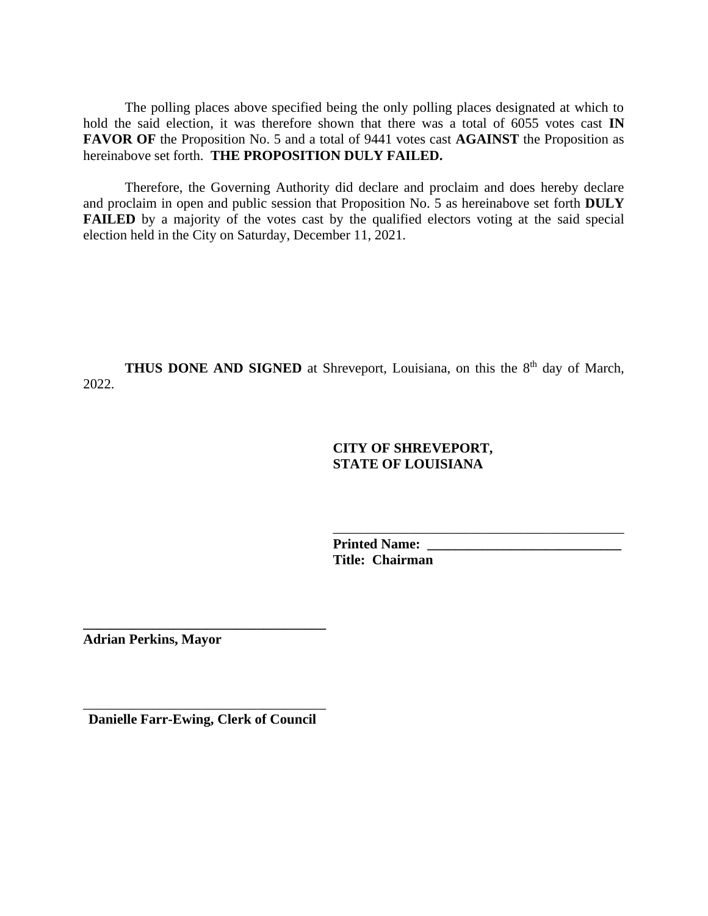The polling places above specified being the only polling places designated at which to hold the said election, it was therefore shown that there was a total of 6055 votes cast **IN FAVOR OF** the Proposition No. 5 and a total of 9441 votes cast **AGAINST** the Proposition as hereinabove set forth. **THE PROPOSITION DULY FAILED.**

Therefore, the Governing Authority did declare and proclaim and does hereby declare and proclaim in open and public session that Proposition No. 5 as hereinabove set forth **DULY FAILED** by a majority of the votes cast by the qualified electors voting at the said special election held in the City on Saturday, December 11, 2021.

**THUS DONE AND SIGNED** at Shreveport, Louisiana, on this the 8th day of March, 2022.

**CITY OF SHREVEPORT,**
**STATE OF LOUISIANA**

_____________________________________________
**Printed Name: ____________________________**
**Title: Chairman**

___________________________________
**Adrian Perkins, Mayor**

___________________________________
**Danielle Farr-Ewing, Clerk of Council**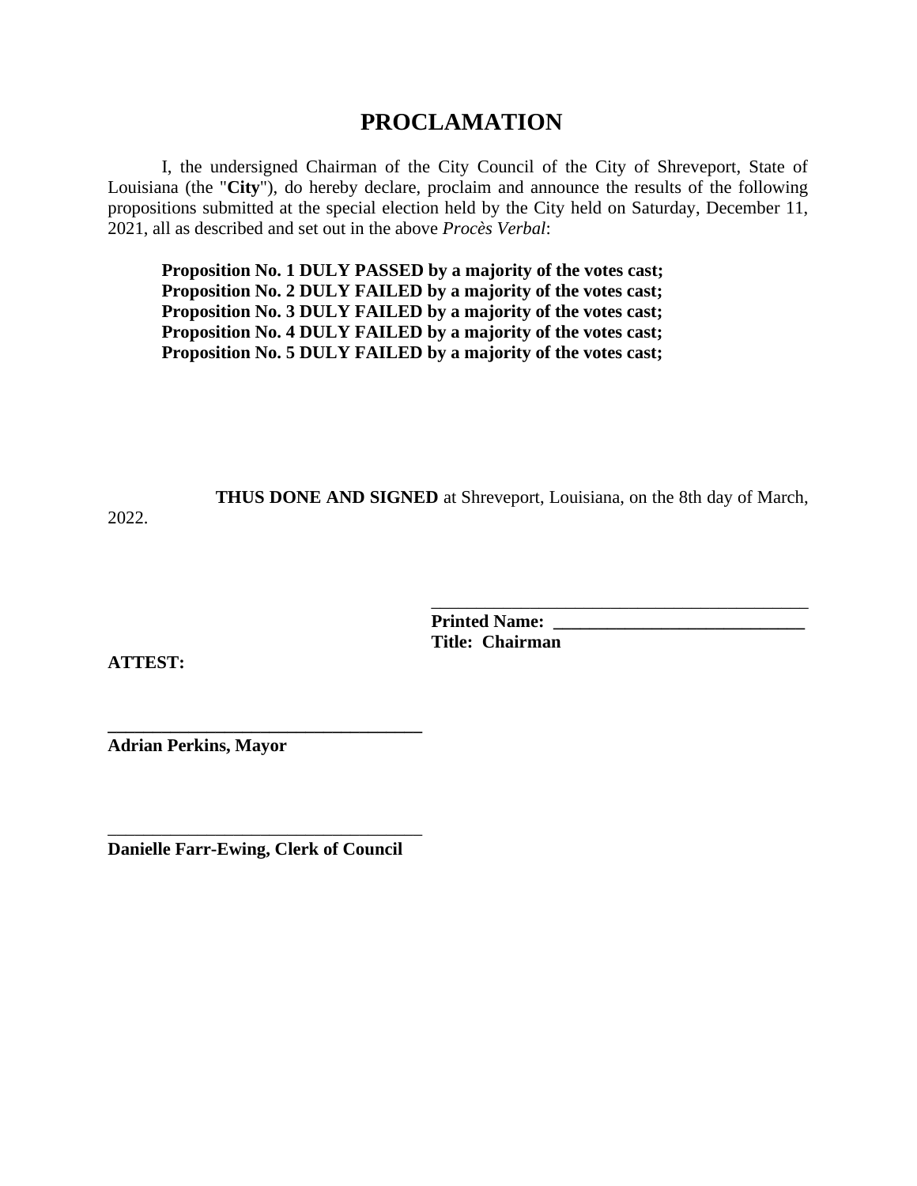# PROCLAMATION

I, the undersigned Chairman of the City Council of the City of Shreveport, State of Louisiana (the "**City**"), do hereby declare, proclaim and announce the results of the following propositions submitted at the special election held by the City held on Saturday, December 11, 2021, all as described and set out in the above *Procès Verbal*:

**Proposition No. 1 DULY PASSED by a majority of the votes cast;**
**Proposition No. 2 DULY FAILED by a majority of the votes cast;**
**Proposition No. 3 DULY FAILED by a majority of the votes cast;**
**Proposition No. 4 DULY FAILED by a majority of the votes cast;**
**Proposition No. 5 DULY FAILED by a majority of the votes cast;**

**THUS DONE AND SIGNED** at Shreveport, Louisiana, on the 8th day of March, 2022.

_____________________________________________
**Printed Name: ____________________________**
**Title: Chairman**

**ATTEST:**

___________________________________
**Adrian Perkins, Mayor**

___________________________________
**Danielle Farr-Ewing, Clerk of Council**